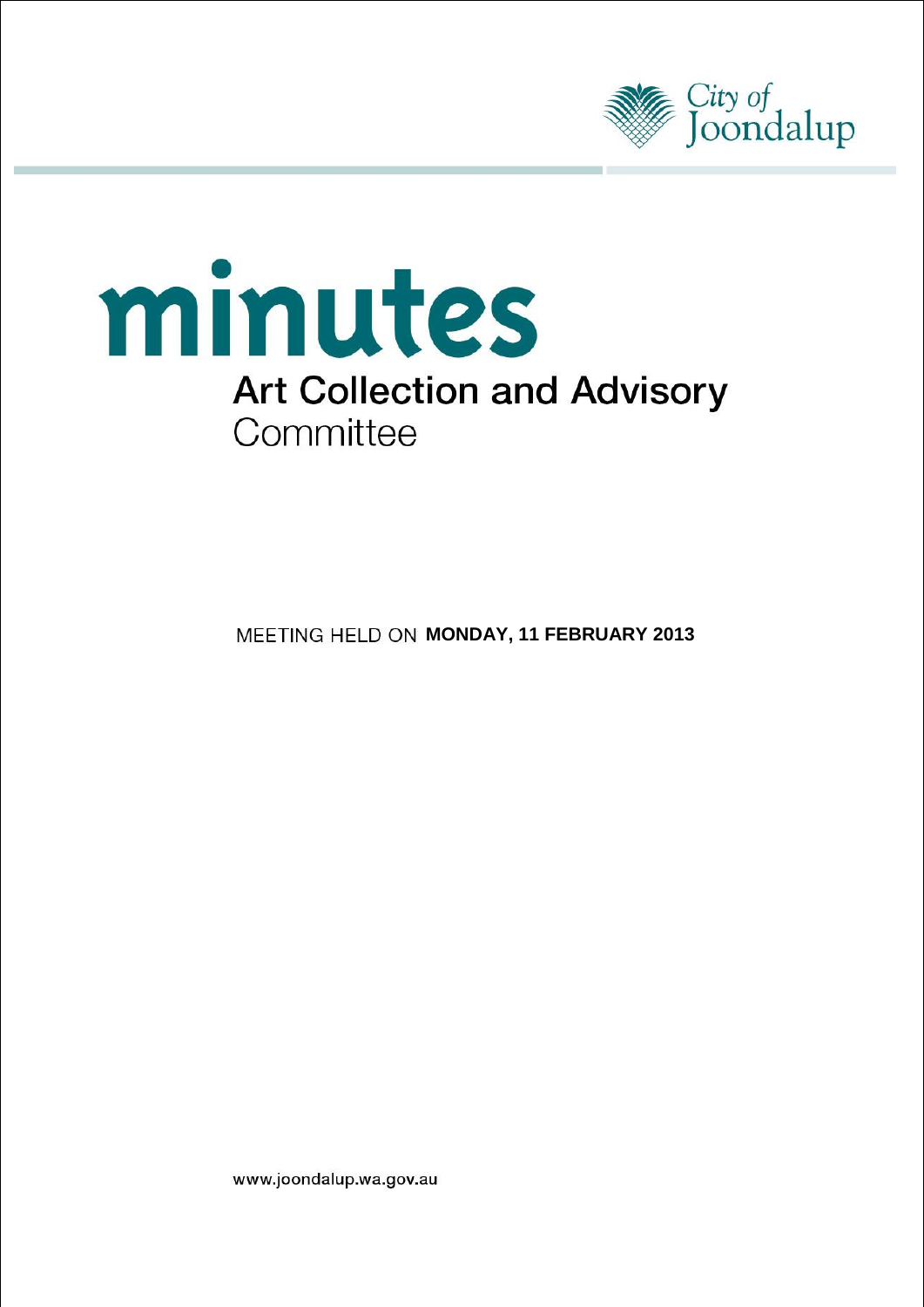City of Joondalup

# minutes

## Art Collection and Advisory Committee

MEETING HELD ON **MONDAY, 11 FEBRUARY 2013**

www.joondalup.wa.gov.au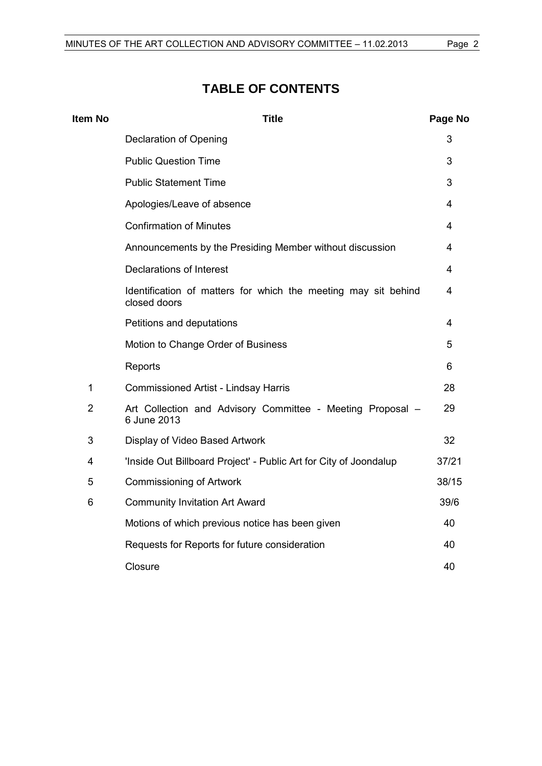# TABLE OF CONTENTS

| Item No | Title | Page No |
|---|---|---|
| | Declaration of Opening | 3 |
| | Public Question Time | 3 |
| | Public Statement Time | 3 |
| | Apologies/Leave of absence | 4 |
| | Confirmation of Minutes | 4 |
| | Announcements by the Presiding Member without discussion | 4 |
| | Declarations of Interest | 4 |
| | Identification of matters for which the meeting may sit behind closed doors | 4 |
| | Petitions and deputations | 4 |
| | Motion to Change Order of Business | 5 |
| | Reports | 6 |
| 1 | Commissioned Artist - Lindsay Harris | 28 |
| 2 | Art Collection and Advisory Committee - Meeting Proposal – 6 June 2013 | 29 |
| 3 | Display of Video Based Artwork | 32 |
| 4 | 'Inside Out Billboard Project' - Public Art for City of Joondalup | 37/21 |
| 5 | Commissioning of Artwork | 38/15 |
| 6 | Community Invitation Art Award | 39/6 |
| | Motions of which previous notice has been given | 40 |
| | Requests for Reports for future consideration | 40 |
| | Closure | 40 |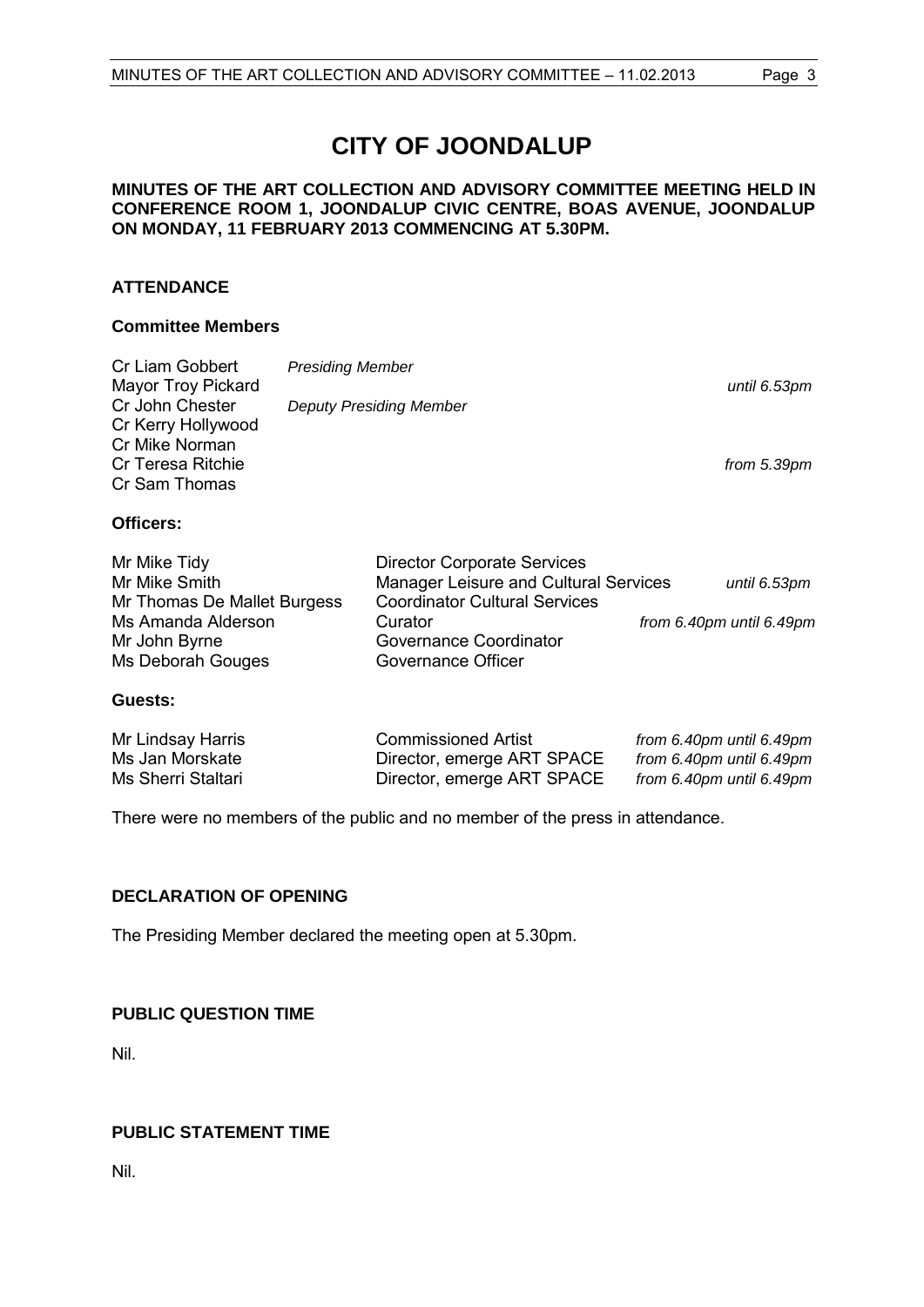# CITY OF JOONDALUP

**MINUTES OF THE ART COLLECTION AND ADVISORY COMMITTEE MEETING HELD IN CONFERENCE ROOM 1, JOONDALUP CIVIC CENTRE, BOAS AVENUE, JOONDALUP ON MONDAY, 11 FEBRUARY 2013 COMMENCING AT 5.30PM.**

## ATTENDANCE

### Committee Members

| | | |
|---|---|---|
| Cr Liam Gobbert | *Presiding Member* | |
| Mayor Troy Pickard | | *until 6.53pm* |
| Cr John Chester | *Deputy Presiding Member* | |
| Cr Kerry Hollywood | | |
| Cr Mike Norman | | |
| Cr Teresa Ritchie | | *from 5.39pm* |
| Cr Sam Thomas | | |

### Officers:

| | | |
|---|---|---|
| Mr Mike Tidy | Director Corporate Services | |
| Mr Mike Smith | Manager Leisure and Cultural Services | *until 6.53pm* |
| Mr Thomas De Mallet Burgess | Coordinator Cultural Services | |
| Ms Amanda Alderson | Curator | *from 6.40pm until 6.49pm* |
| Mr John Byrne | Governance Coordinator | |
| Ms Deborah Gouges | Governance Officer | |

### Guests:

| | | |
|---|---|---|
| Mr Lindsay Harris | Commissioned Artist | *from 6.40pm until 6.49pm* |
| Ms Jan Morskate | Director, emerge ART SPACE | *from 6.40pm until 6.49pm* |
| Ms Sherri Staltari | Director, emerge ART SPACE | *from 6.40pm until 6.49pm* |

There were no members of the public and no member of the press in attendance.

## DECLARATION OF OPENING

The Presiding Member declared the meeting open at 5.30pm.

## PUBLIC QUESTION TIME

Nil.

## PUBLIC STATEMENT TIME

Nil.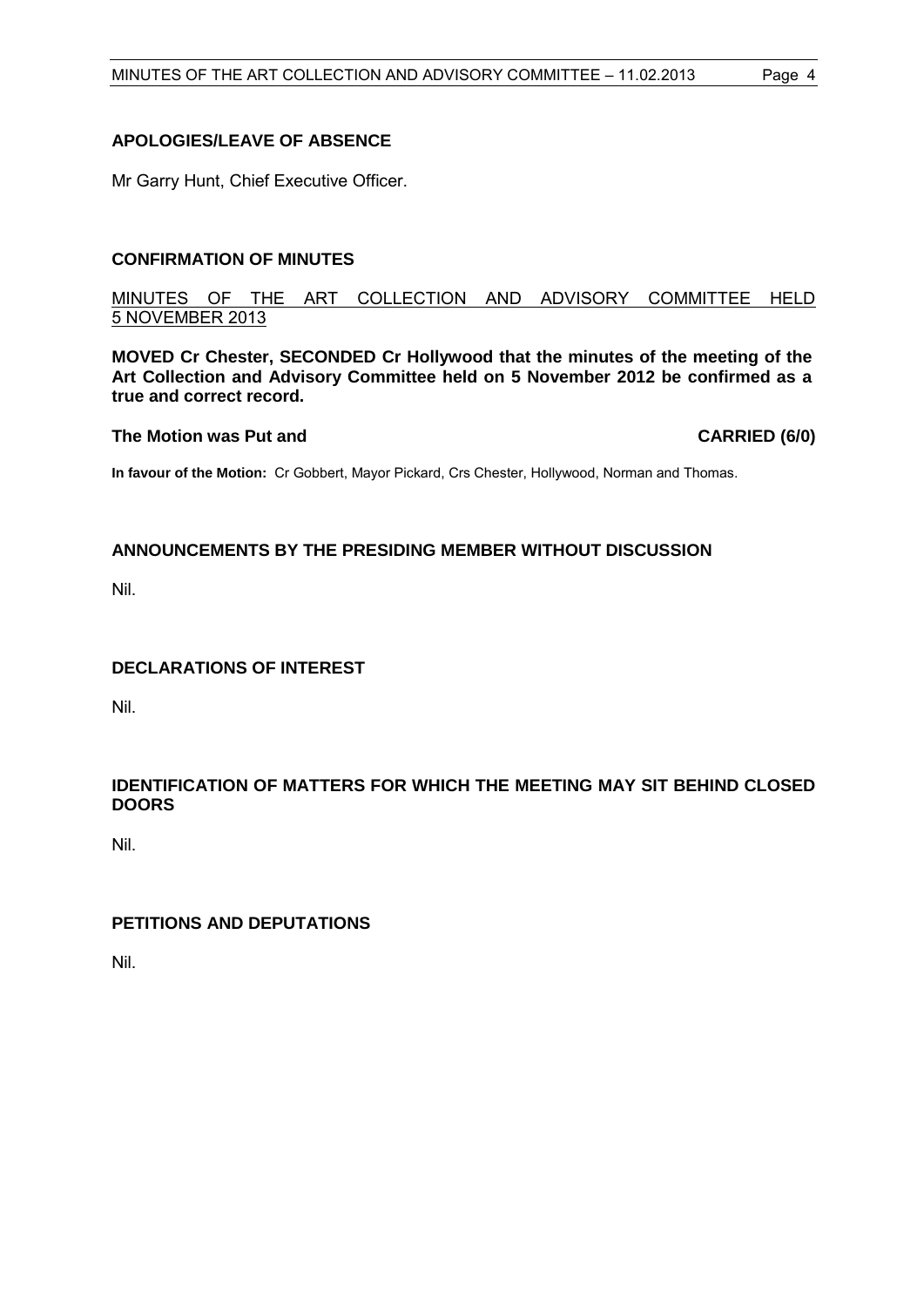## APOLOGIES/LEAVE OF ABSENCE

Mr Garry Hunt, Chief Executive Officer.

## CONFIRMATION OF MINUTES

MINUTES OF THE ART COLLECTION AND ADVISORY COMMITTEE HELD 5 NOVEMBER 2013

**MOVED Cr Chester, SECONDED Cr Hollywood that the minutes of the meeting of the Art Collection and Advisory Committee held on 5 November 2012 be confirmed as a true and correct record.**

**The Motion was Put and CARRIED (6/0)**

**In favour of the Motion:** Cr Gobbert, Mayor Pickard, Crs Chester, Hollywood, Norman and Thomas.

## ANNOUNCEMENTS BY THE PRESIDING MEMBER WITHOUT DISCUSSION

Nil.

## DECLARATIONS OF INTEREST

Nil.

## IDENTIFICATION OF MATTERS FOR WHICH THE MEETING MAY SIT BEHIND CLOSED DOORS

Nil.

## PETITIONS AND DEPUTATIONS

Nil.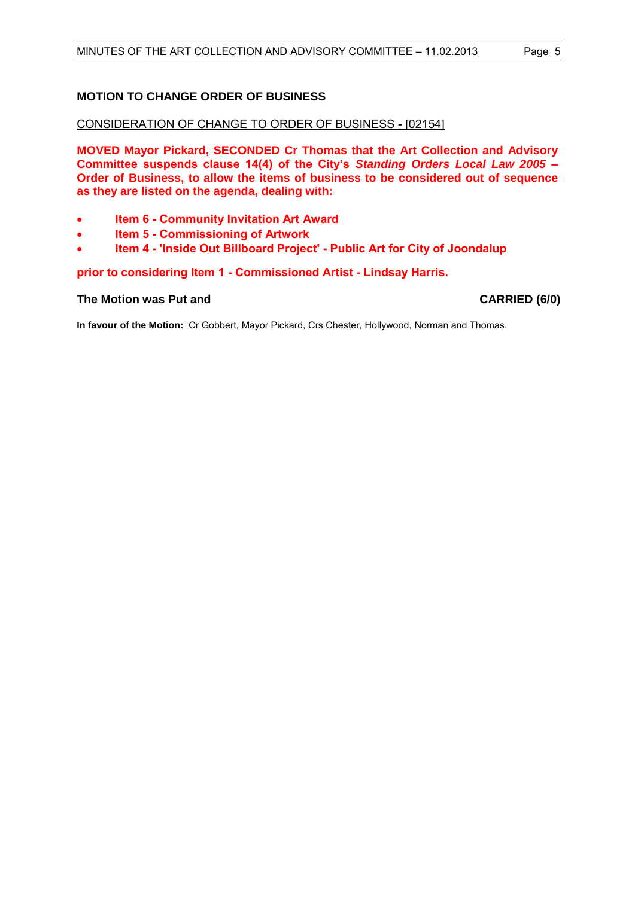## MOTION TO CHANGE ORDER OF BUSINESS

CONSIDERATION OF CHANGE TO ORDER OF BUSINESS - [02154]

**MOVED Mayor Pickard, SECONDED Cr Thomas that the Art Collection and Advisory Committee suspends clause 14(4) of the City's *Standing Orders Local Law 2005* – Order of Business, to allow the items of business to be considered out of sequence as they are listed on the agenda, dealing with:**

- **Item 6 - Community Invitation Art Award**
- **Item 5 - Commissioning of Artwork**
- **Item 4 - 'Inside Out Billboard Project' - Public Art for City of Joondalup**

**prior to considering Item 1 - Commissioned Artist - Lindsay Harris.**

**The Motion was Put and** **CARRIED (6/0)**

**In favour of the Motion:** Cr Gobbert, Mayor Pickard, Crs Chester, Hollywood, Norman and Thomas.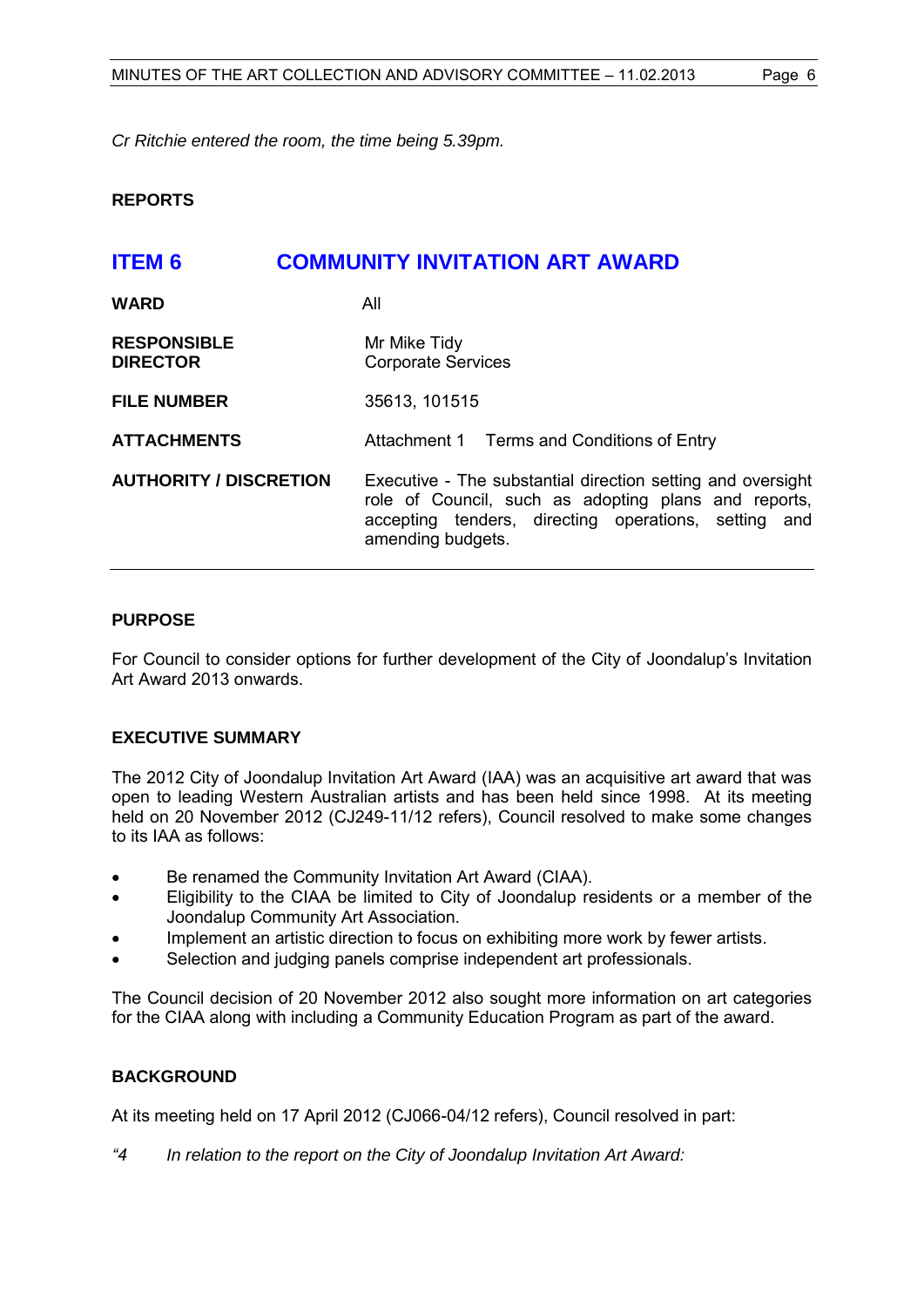*Cr Ritchie entered the room, the time being 5.39pm.*

**REPORTS**

## ITEM 6 COMMUNITY INVITATION ART AWARD

| | |
|---|---|
| **WARD** | All |
| **RESPONSIBLE DIRECTOR** | Mr Mike Tidy<br>Corporate Services |
| **FILE NUMBER** | 35613, 101515 |
| **ATTACHMENTS** | Attachment 1 Terms and Conditions of Entry |
| **AUTHORITY / DISCRETION** | Executive - The substantial direction setting and oversight role of Council, such as adopting plans and reports, accepting tenders, directing operations, setting and amending budgets. |

**PURPOSE**

For Council to consider options for further development of the City of Joondalup's Invitation Art Award 2013 onwards.

**EXECUTIVE SUMMARY**

The 2012 City of Joondalup Invitation Art Award (IAA) was an acquisitive art award that was open to leading Western Australian artists and has been held since 1998. At its meeting held on 20 November 2012 (CJ249-11/12 refers), Council resolved to make some changes to its IAA as follows:

- Be renamed the Community Invitation Art Award (CIAA).
- Eligibility to the CIAA be limited to City of Joondalup residents or a member of the Joondalup Community Art Association.
- Implement an artistic direction to focus on exhibiting more work by fewer artists.
- Selection and judging panels comprise independent art professionals.

The Council decision of 20 November 2012 also sought more information on art categories for the CIAA along with including a Community Education Program as part of the award.

**BACKGROUND**

At its meeting held on 17 April 2012 (CJ066-04/12 refers), Council resolved in part:

*"4 In relation to the report on the City of Joondalup Invitation Art Award:*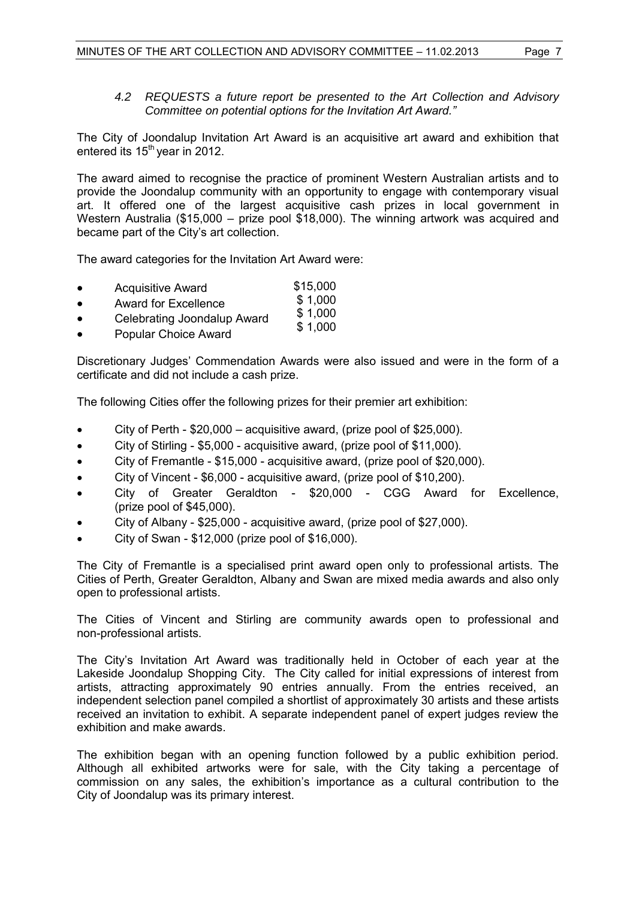*4.2 REQUESTS a future report be presented to the Art Collection and Advisory Committee on potential options for the Invitation Art Award."*

The City of Joondalup Invitation Art Award is an acquisitive art award and exhibition that entered its 15th year in 2012.

The award aimed to recognise the practice of prominent Western Australian artists and to provide the Joondalup community with an opportunity to engage with contemporary visual art. It offered one of the largest acquisitive cash prizes in local government in Western Australia ($15,000 – prize pool $18,000). The winning artwork was acquired and became part of the City's art collection.

The award categories for the Invitation Art Award were:

| | |
|---|---|
| • Acquisitive Award | $15,000 |
| • Award for Excellence | $ 1,000 |
| • Celebrating Joondalup Award | $ 1,000 |
| • Popular Choice Award | $ 1,000 |

Discretionary Judges' Commendation Awards were also issued and were in the form of a certificate and did not include a cash prize.

The following Cities offer the following prizes for their premier art exhibition:

- City of Perth - $20,000 – acquisitive award, (prize pool of $25,000).
- City of Stirling - $5,000 - acquisitive award, (prize pool of $11,000).
- City of Fremantle - $15,000 - acquisitive award, (prize pool of $20,000).
- City of Vincent - $6,000 - acquisitive award, (prize pool of $10,200).
- City of Greater Geraldton - $20,000 - CGG Award for Excellence, (prize pool of $45,000).
- City of Albany - $25,000 - acquisitive award, (prize pool of $27,000).
- City of Swan - $12,000 (prize pool of $16,000).

The City of Fremantle is a specialised print award open only to professional artists. The Cities of Perth, Greater Geraldton, Albany and Swan are mixed media awards and also only open to professional artists.

The Cities of Vincent and Stirling are community awards open to professional and non-professional artists.

The City's Invitation Art Award was traditionally held in October of each year at the Lakeside Joondalup Shopping City. The City called for initial expressions of interest from artists, attracting approximately 90 entries annually. From the entries received, an independent selection panel compiled a shortlist of approximately 30 artists and these artists received an invitation to exhibit. A separate independent panel of expert judges review the exhibition and make awards.

The exhibition began with an opening function followed by a public exhibition period. Although all exhibited artworks were for sale, with the City taking a percentage of commission on any sales, the exhibition's importance as a cultural contribution to the City of Joondalup was its primary interest.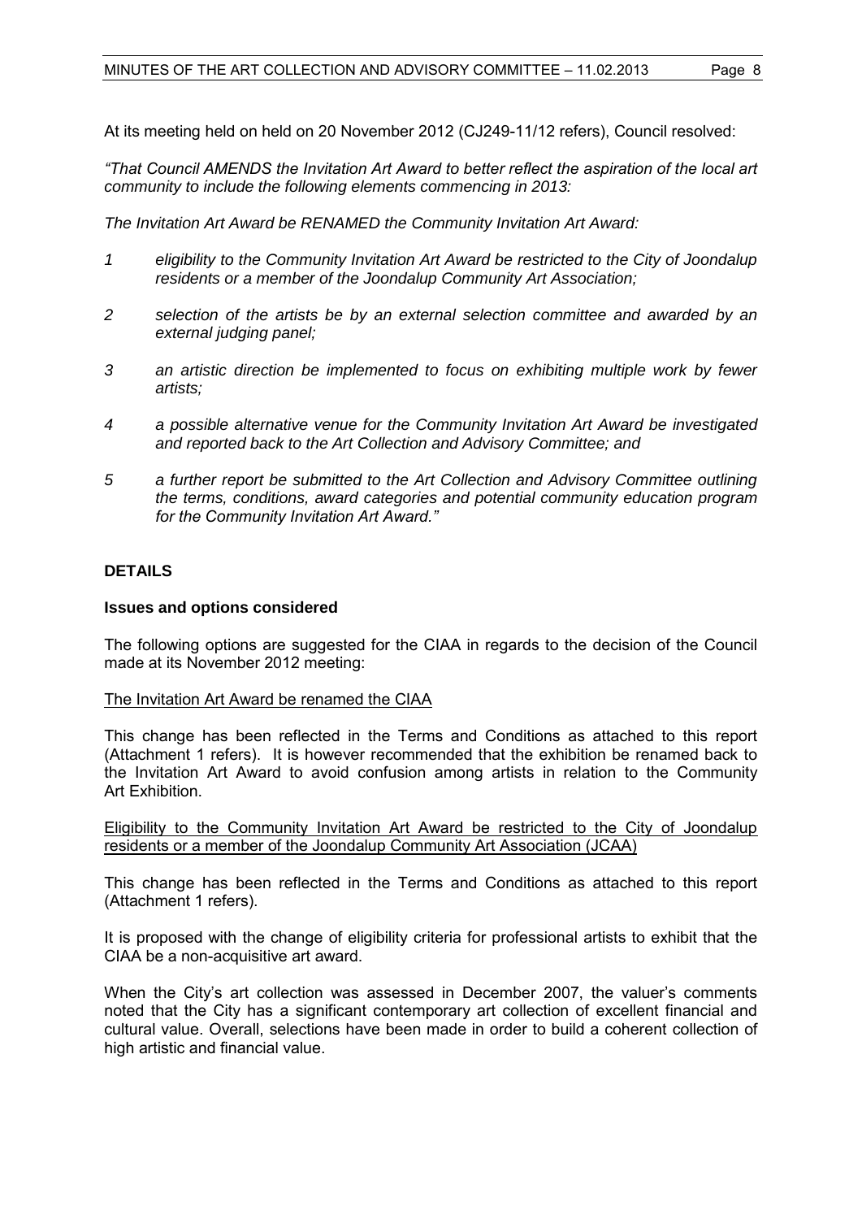At its meeting held on held on 20 November 2012 (CJ249-11/12 refers), Council resolved:

*"That Council AMENDS the Invitation Art Award to better reflect the aspiration of the local art community to include the following elements commencing in 2013:*

*The Invitation Art Award be RENAMED the Community Invitation Art Award:*

*1 eligibility to the Community Invitation Art Award be restricted to the City of Joondalup residents or a member of the Joondalup Community Art Association;*

*2 selection of the artists be by an external selection committee and awarded by an external judging panel;*

*3 an artistic direction be implemented to focus on exhibiting multiple work by fewer artists;*

*4 a possible alternative venue for the Community Invitation Art Award be investigated and reported back to the Art Collection and Advisory Committee; and*

*5 a further report be submitted to the Art Collection and Advisory Committee outlining the terms, conditions, award categories and potential community education program for the Community Invitation Art Award."*

## DETAILS

### Issues and options considered

The following options are suggested for the CIAA in regards to the decision of the Council made at its November 2012 meeting:

<u>The Invitation Art Award be renamed the CIAA</u>

This change has been reflected in the Terms and Conditions as attached to this report (Attachment 1 refers). It is however recommended that the exhibition be renamed back to the Invitation Art Award to avoid confusion among artists in relation to the Community Art Exhibition.

<u>Eligibility to the Community Invitation Art Award be restricted to the City of Joondalup residents or a member of the Joondalup Community Art Association (JCAA)</u>

This change has been reflected in the Terms and Conditions as attached to this report (Attachment 1 refers).

It is proposed with the change of eligibility criteria for professional artists to exhibit that the CIAA be a non-acquisitive art award.

When the City's art collection was assessed in December 2007, the valuer's comments noted that the City has a significant contemporary art collection of excellent financial and cultural value. Overall, selections have been made in order to build a coherent collection of high artistic and financial value.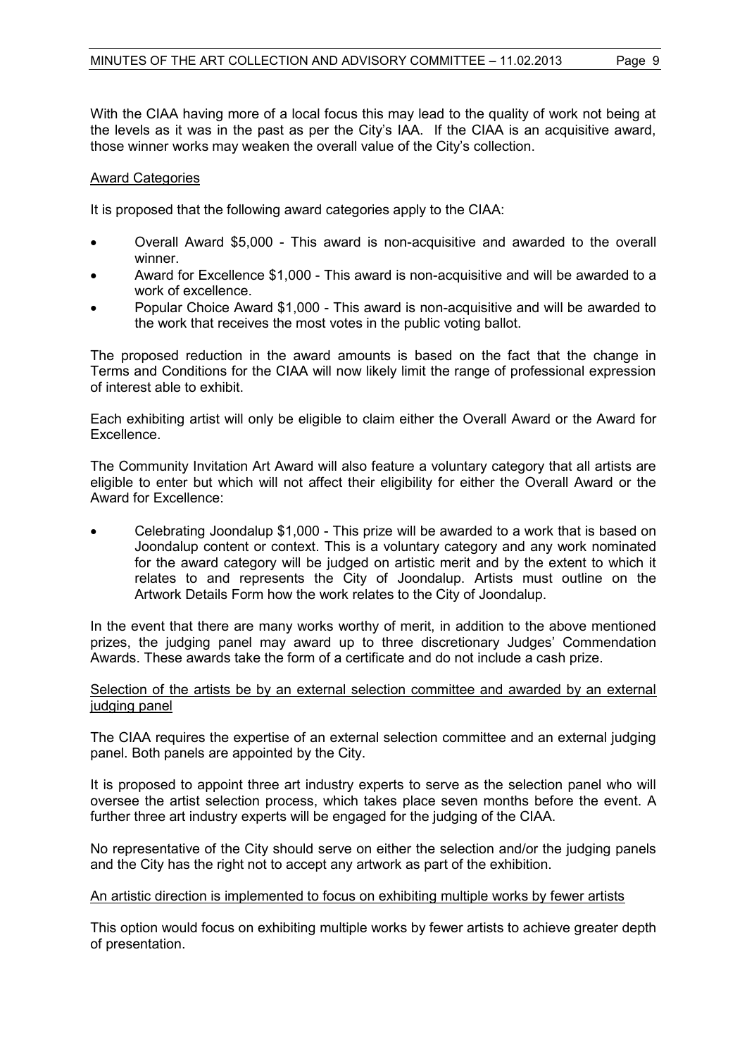With the CIAA having more of a local focus this may lead to the quality of work not being at the levels as it was in the past as per the City's IAA. If the CIAA is an acquisitive award, those winner works may weaken the overall value of the City's collection.

<u>Award Categories</u>

It is proposed that the following award categories apply to the CIAA:

- Overall Award $5,000 - This award is non-acquisitive and awarded to the overall winner.
- Award for Excellence $1,000 - This award is non-acquisitive and will be awarded to a work of excellence.
- Popular Choice Award $1,000 - This award is non-acquisitive and will be awarded to the work that receives the most votes in the public voting ballot.

The proposed reduction in the award amounts is based on the fact that the change in Terms and Conditions for the CIAA will now likely limit the range of professional expression of interest able to exhibit.

Each exhibiting artist will only be eligible to claim either the Overall Award or the Award for Excellence.

The Community Invitation Art Award will also feature a voluntary category that all artists are eligible to enter but which will not affect their eligibility for either the Overall Award or the Award for Excellence:

- Celebrating Joondalup $1,000 - This prize will be awarded to a work that is based on Joondalup content or context. This is a voluntary category and any work nominated for the award category will be judged on artistic merit and by the extent to which it relates to and represents the City of Joondalup. Artists must outline on the Artwork Details Form how the work relates to the City of Joondalup.

In the event that there are many works worthy of merit, in addition to the above mentioned prizes, the judging panel may award up to three discretionary Judges' Commendation Awards. These awards take the form of a certificate and do not include a cash prize.

<u>Selection of the artists be by an external selection committee and awarded by an external judging panel</u>

The CIAA requires the expertise of an external selection committee and an external judging panel. Both panels are appointed by the City.

It is proposed to appoint three art industry experts to serve as the selection panel who will oversee the artist selection process, which takes place seven months before the event. A further three art industry experts will be engaged for the judging of the CIAA.

No representative of the City should serve on either the selection and/or the judging panels and the City has the right not to accept any artwork as part of the exhibition.

<u>An artistic direction is implemented to focus on exhibiting multiple works by fewer artists</u>

This option would focus on exhibiting multiple works by fewer artists to achieve greater depth of presentation.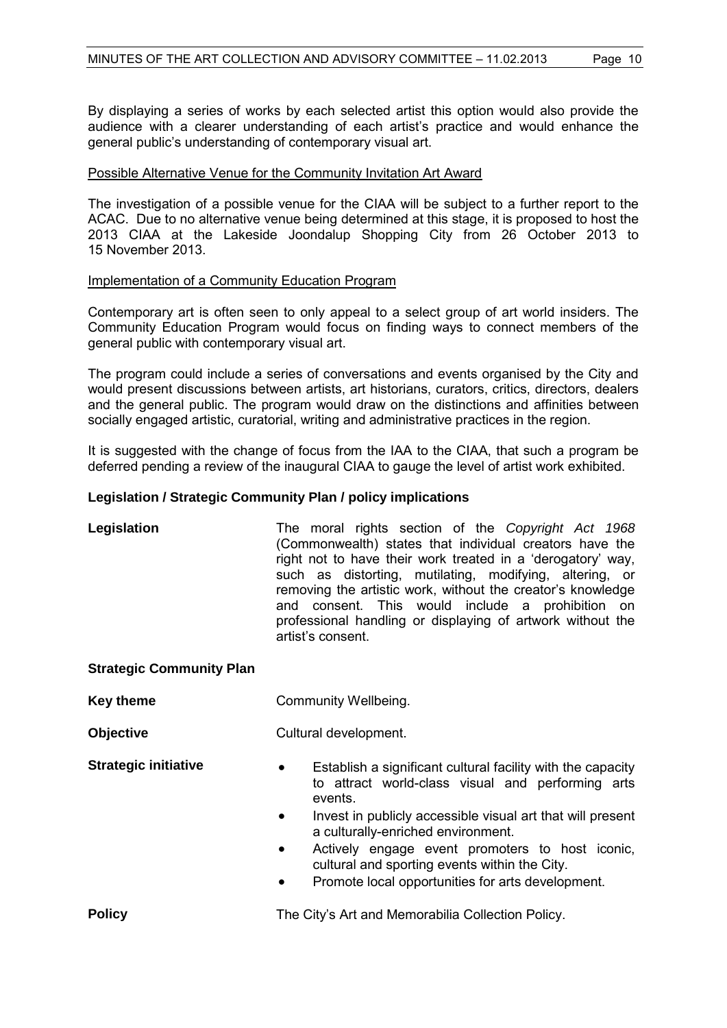By displaying a series of works by each selected artist this option would also provide the audience with a clearer understanding of each artist's practice and would enhance the general public's understanding of contemporary visual art.

<u>Possible Alternative Venue for the Community Invitation Art Award</u>

The investigation of a possible venue for the CIAA will be subject to a further report to the ACAC. Due to no alternative venue being determined at this stage, it is proposed to host the 2013 CIAA at the Lakeside Joondalup Shopping City from 26 October 2013 to 15 November 2013.

<u>Implementation of a Community Education Program</u>

Contemporary art is often seen to only appeal to a select group of art world insiders. The Community Education Program would focus on finding ways to connect members of the general public with contemporary visual art.

The program could include a series of conversations and events organised by the City and would present discussions between artists, art historians, curators, critics, directors, dealers and the general public. The program would draw on the distinctions and affinities between socially engaged artistic, curatorial, writing and administrative practices in the region.

It is suggested with the change of focus from the IAA to the CIAA, that such a program be deferred pending a review of the inaugural CIAA to gauge the level of artist work exhibited.

**Legislation / Strategic Community Plan / policy implications**

**Legislation** — The moral rights section of the *Copyright Act 1968* (Commonwealth) states that individual creators have the right not to have their work treated in a 'derogatory' way, such as distorting, mutilating, modifying, altering, or removing the artistic work, without the creator's knowledge and consent. This would include a prohibition on professional handling or displaying of artwork without the artist's consent.

**Strategic Community Plan**

**Key theme** — Community Wellbeing.

**Objective** — Cultural development.

**Strategic initiative**

- Establish a significant cultural facility with the capacity to attract world-class visual and performing arts events.
- Invest in publicly accessible visual art that will present a culturally-enriched environment.
- Actively engage event promoters to host iconic, cultural and sporting events within the City.
- Promote local opportunities for arts development.

**Policy** — The City's Art and Memorabilia Collection Policy.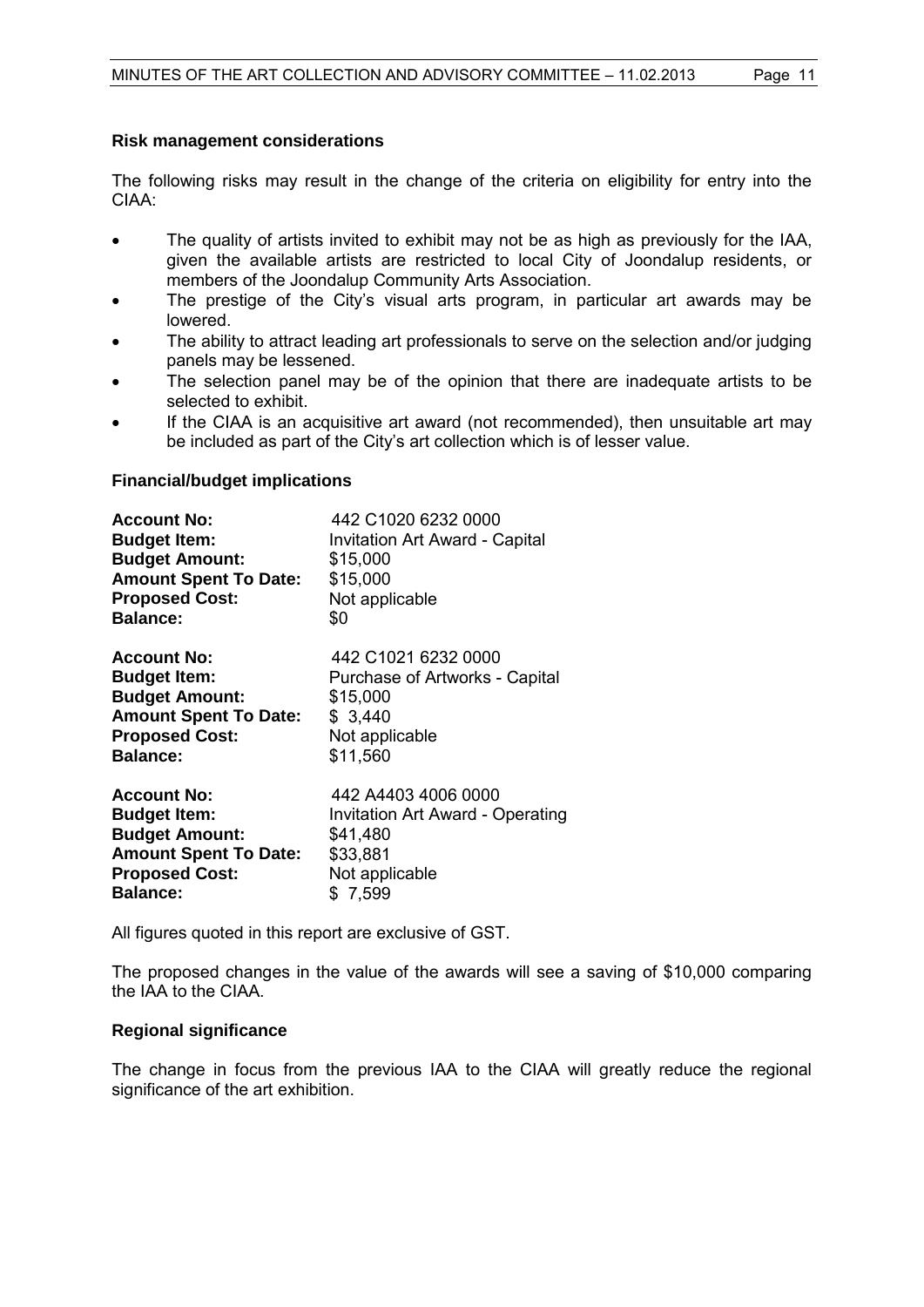**Risk management considerations**

The following risks may result in the change of the criteria on eligibility for entry into the CIAA:

- The quality of artists invited to exhibit may not be as high as previously for the IAA, given the available artists are restricted to local City of Joondalup residents, or members of the Joondalup Community Arts Association.
- The prestige of the City's visual arts program, in particular art awards may be lowered.
- The ability to attract leading art professionals to serve on the selection and/or judging panels may be lessened.
- The selection panel may be of the opinion that there are inadequate artists to be selected to exhibit.
- If the CIAA is an acquisitive art award (not recommended), then unsuitable art may be included as part of the City's art collection which is of lesser value.

**Financial/budget implications**

| | |
|---|---|
| **Account No:** | 442 C1020 6232 0000 |
| **Budget Item:** | Invitation Art Award - Capital |
| **Budget Amount:** | $15,000 |
| **Amount Spent To Date:** | $15,000 |
| **Proposed Cost:** | Not applicable |
| **Balance:** | $0 |

| | |
|---|---|
| **Account No:** | 442 C1021 6232 0000 |
| **Budget Item:** | Purchase of Artworks - Capital |
| **Budget Amount:** | $15,000 |
| **Amount Spent To Date:** | $ 3,440 |
| **Proposed Cost:** | Not applicable |
| **Balance:** | $11,560 |

| | |
|---|---|
| **Account No:** | 442 A4403 4006 0000 |
| **Budget Item:** | Invitation Art Award - Operating |
| **Budget Amount:** | $41,480 |
| **Amount Spent To Date:** | $33,881 |
| **Proposed Cost:** | Not applicable |
| **Balance:** | $ 7,599 |

All figures quoted in this report are exclusive of GST.

The proposed changes in the value of the awards will see a saving of $10,000 comparing the IAA to the CIAA.

**Regional significance**

The change in focus from the previous IAA to the CIAA will greatly reduce the regional significance of the art exhibition.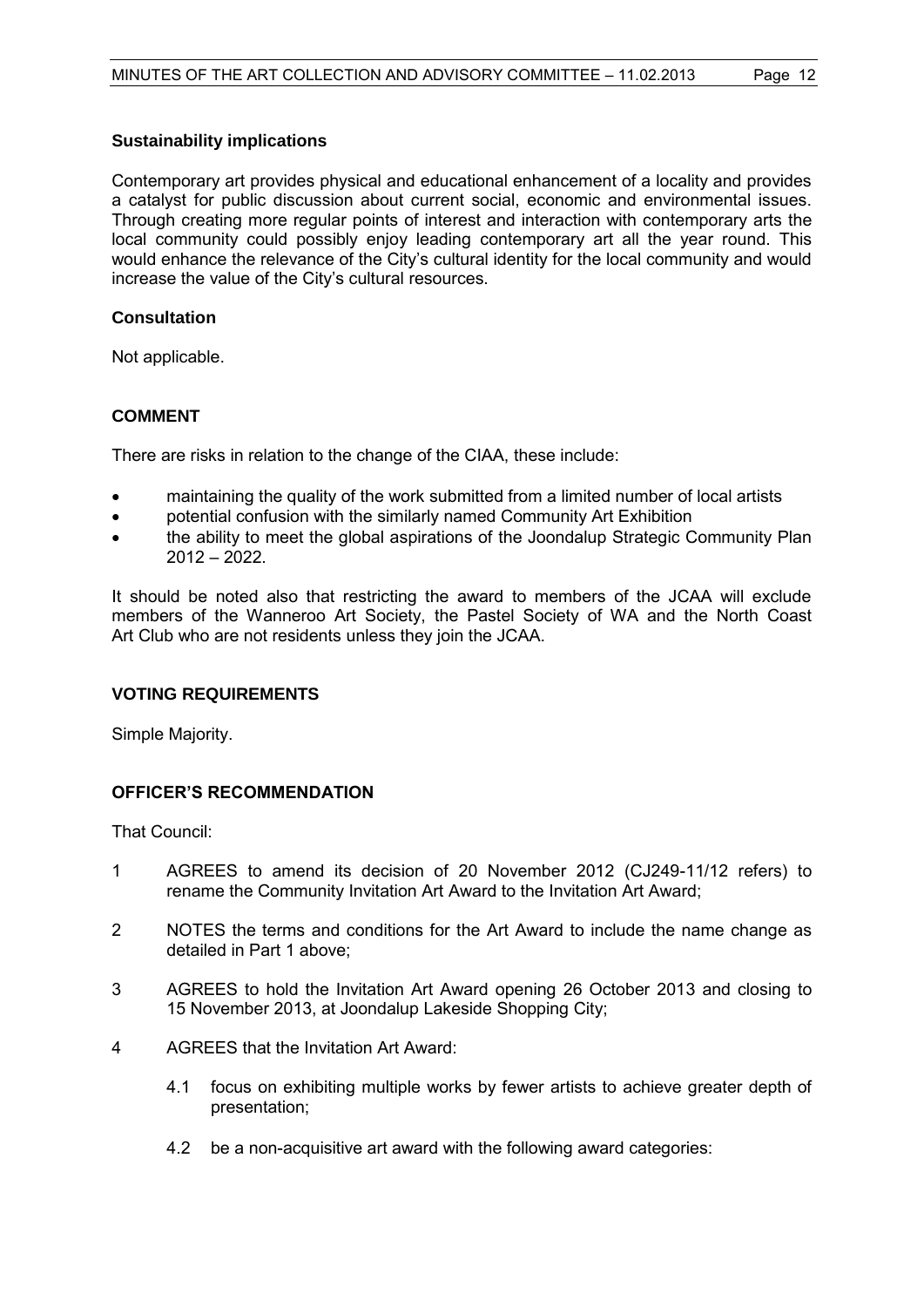**Sustainability implications**

Contemporary art provides physical and educational enhancement of a locality and provides a catalyst for public discussion about current social, economic and environmental issues. Through creating more regular points of interest and interaction with contemporary arts the local community could possibly enjoy leading contemporary art all the year round. This would enhance the relevance of the City's cultural identity for the local community and would increase the value of the City's cultural resources.

**Consultation**

Not applicable.

## COMMENT

There are risks in relation to the change of the CIAA, these include:

- maintaining the quality of the work submitted from a limited number of local artists
- potential confusion with the similarly named Community Art Exhibition
- the ability to meet the global aspirations of the Joondalup Strategic Community Plan 2012 – 2022.

It should be noted also that restricting the award to members of the JCAA will exclude members of the Wanneroo Art Society, the Pastel Society of WA and the North Coast Art Club who are not residents unless they join the JCAA.

## VOTING REQUIREMENTS

Simple Majority.

## OFFICER'S RECOMMENDATION

That Council:

1. AGREES to amend its decision of 20 November 2012 (CJ249-11/12 refers) to rename the Community Invitation Art Award to the Invitation Art Award;
2. NOTES the terms and conditions for the Art Award to include the name change as detailed in Part 1 above;
3. AGREES to hold the Invitation Art Award opening 26 October 2013 and closing to 15 November 2013, at Joondalup Lakeside Shopping City;
4. AGREES that the Invitation Art Award:
   - 4.1 focus on exhibiting multiple works by fewer artists to achieve greater depth of presentation;
   - 4.2 be a non-acquisitive art award with the following award categories: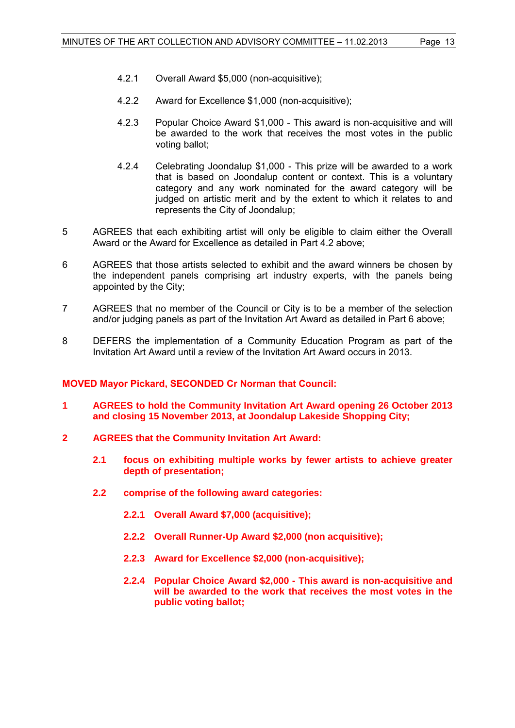4.2.1 Overall Award $5,000 (non-acquisitive);

4.2.2 Award for Excellence $1,000 (non-acquisitive);

4.2.3 Popular Choice Award $1,000 - This award is non-acquisitive and will be awarded to the work that receives the most votes in the public voting ballot;

4.2.4 Celebrating Joondalup $1,000 - This prize will be awarded to a work that is based on Joondalup content or context. This is a voluntary category and any work nominated for the award category will be judged on artistic merit and by the extent to which it relates to and represents the City of Joondalup;

5 AGREES that each exhibiting artist will only be eligible to claim either the Overall Award or the Award for Excellence as detailed in Part 4.2 above;

6 AGREES that those artists selected to exhibit and the award winners be chosen by the independent panels comprising art industry experts, with the panels being appointed by the City;

7 AGREES that no member of the Council or City is to be a member of the selection and/or judging panels as part of the Invitation Art Award as detailed in Part 6 above;

8 DEFERS the implementation of a Community Education Program as part of the Invitation Art Award until a review of the Invitation Art Award occurs in 2013.

**MOVED Mayor Pickard, SECONDED Cr Norman that Council:**

**1 AGREES to hold the Community Invitation Art Award opening 26 October 2013 and closing 15 November 2013, at Joondalup Lakeside Shopping City;**

**2 AGREES that the Community Invitation Art Award:**

**2.1 focus on exhibiting multiple works by fewer artists to achieve greater depth of presentation;**

**2.2 comprise of the following award categories:**

**2.2.1 Overall Award $7,000 (acquisitive);**

**2.2.2 Overall Runner-Up Award $2,000 (non acquisitive);**

**2.2.3 Award for Excellence $2,000 (non-acquisitive);**

**2.2.4 Popular Choice Award $2,000 - This award is non-acquisitive and will be awarded to the work that receives the most votes in the public voting ballot;**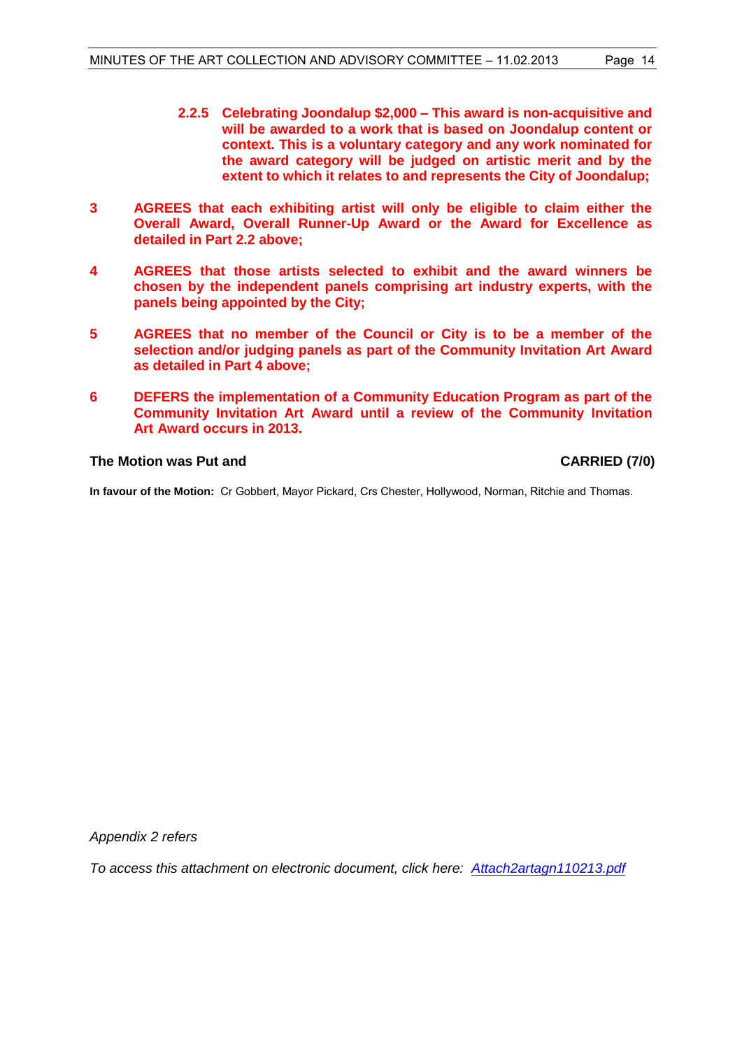**2.2.5 Celebrating Joondalup $2,000 – This award is non-acquisitive and will be awarded to a work that is based on Joondalup content or context. This is a voluntary category and any work nominated for the award category will be judged on artistic merit and by the extent to which it relates to and represents the City of Joondalup;**

**3 AGREES that each exhibiting artist will only be eligible to claim either the Overall Award, Overall Runner-Up Award or the Award for Excellence as detailed in Part 2.2 above;**

**4 AGREES that those artists selected to exhibit and the award winners be chosen by the independent panels comprising art industry experts, with the panels being appointed by the City;**

**5 AGREES that no member of the Council or City is to be a member of the selection and/or judging panels as part of the Community Invitation Art Award as detailed in Part 4 above;**

**6 DEFERS the implementation of a Community Education Program as part of the Community Invitation Art Award until a review of the Community Invitation Art Award occurs in 2013.**

**The Motion was Put and** **CARRIED (7/0)**

**In favour of the Motion:** Cr Gobbert, Mayor Pickard, Crs Chester, Hollywood, Norman, Ritchie and Thomas.

*Appendix 2 refers*

*To access this attachment on electronic document, click here: Attach2artagn110213.pdf*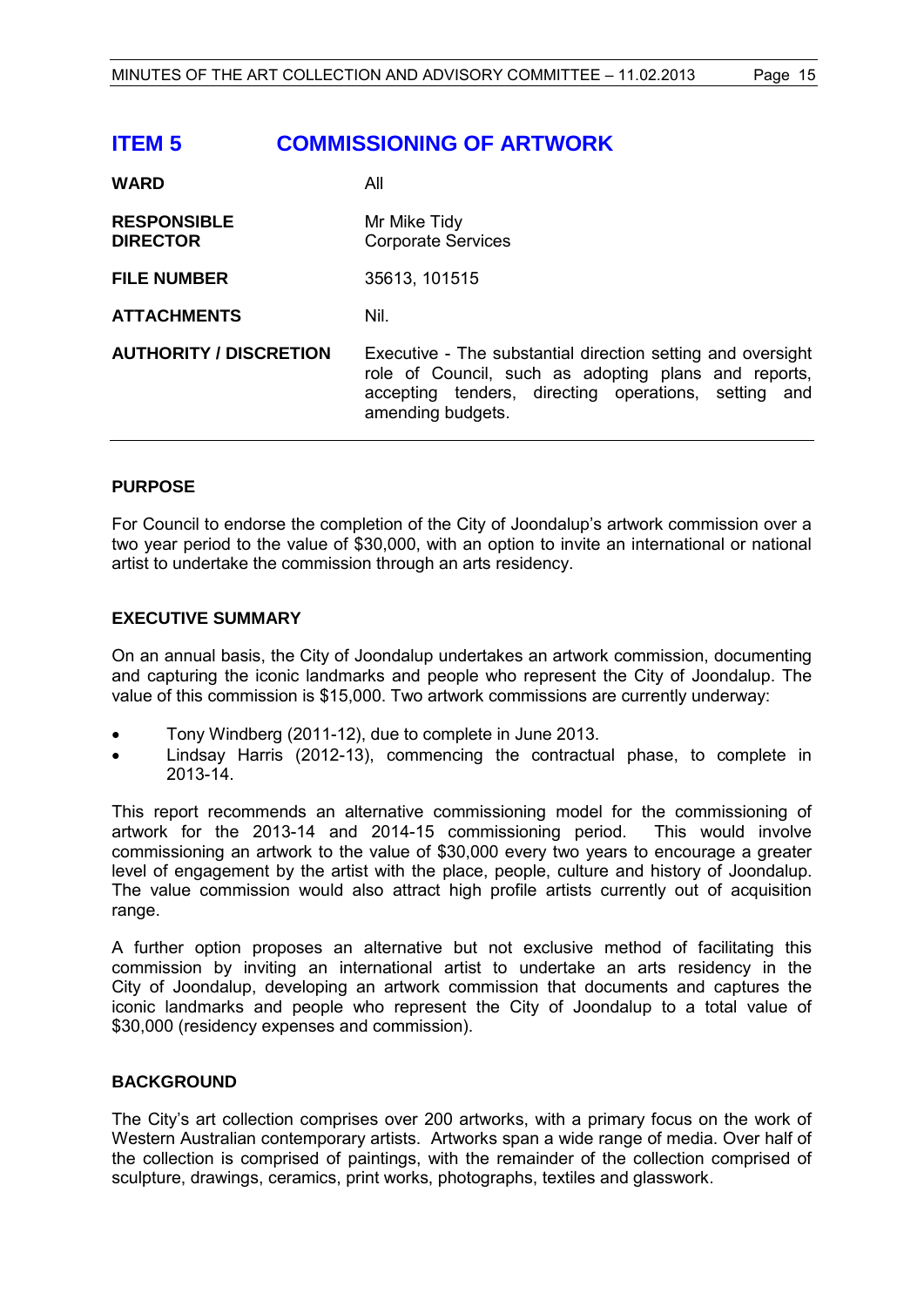# ITEM 5 COMMISSIONING OF ARTWORK

| | |
|---|---|
| **WARD** | All |
| **RESPONSIBLE DIRECTOR** | Mr Mike Tidy<br>Corporate Services |
| **FILE NUMBER** | 35613, 101515 |
| **ATTACHMENTS** | Nil. |
| **AUTHORITY / DISCRETION** | Executive - The substantial direction setting and oversight role of Council, such as adopting plans and reports, accepting tenders, directing operations, setting and amending budgets. |

## PURPOSE

For Council to endorse the completion of the City of Joondalup's artwork commission over a two year period to the value of $30,000, with an option to invite an international or national artist to undertake the commission through an arts residency.

## EXECUTIVE SUMMARY

On an annual basis, the City of Joondalup undertakes an artwork commission, documenting and capturing the iconic landmarks and people who represent the City of Joondalup. The value of this commission is $15,000. Two artwork commissions are currently underway:

- Tony Windberg (2011-12), due to complete in June 2013.
- Lindsay Harris (2012-13), commencing the contractual phase, to complete in 2013-14.

This report recommends an alternative commissioning model for the commissioning of artwork for the 2013-14 and 2014-15 commissioning period. This would involve commissioning an artwork to the value of $30,000 every two years to encourage a greater level of engagement by the artist with the place, people, culture and history of Joondalup. The value commission would also attract high profile artists currently out of acquisition range.

A further option proposes an alternative but not exclusive method of facilitating this commission by inviting an international artist to undertake an arts residency in the City of Joondalup, developing an artwork commission that documents and captures the iconic landmarks and people who represent the City of Joondalup to a total value of $30,000 (residency expenses and commission).

## BACKGROUND

The City's art collection comprises over 200 artworks, with a primary focus on the work of Western Australian contemporary artists. Artworks span a wide range of media. Over half of the collection is comprised of paintings, with the remainder of the collection comprised of sculpture, drawings, ceramics, print works, photographs, textiles and glasswork.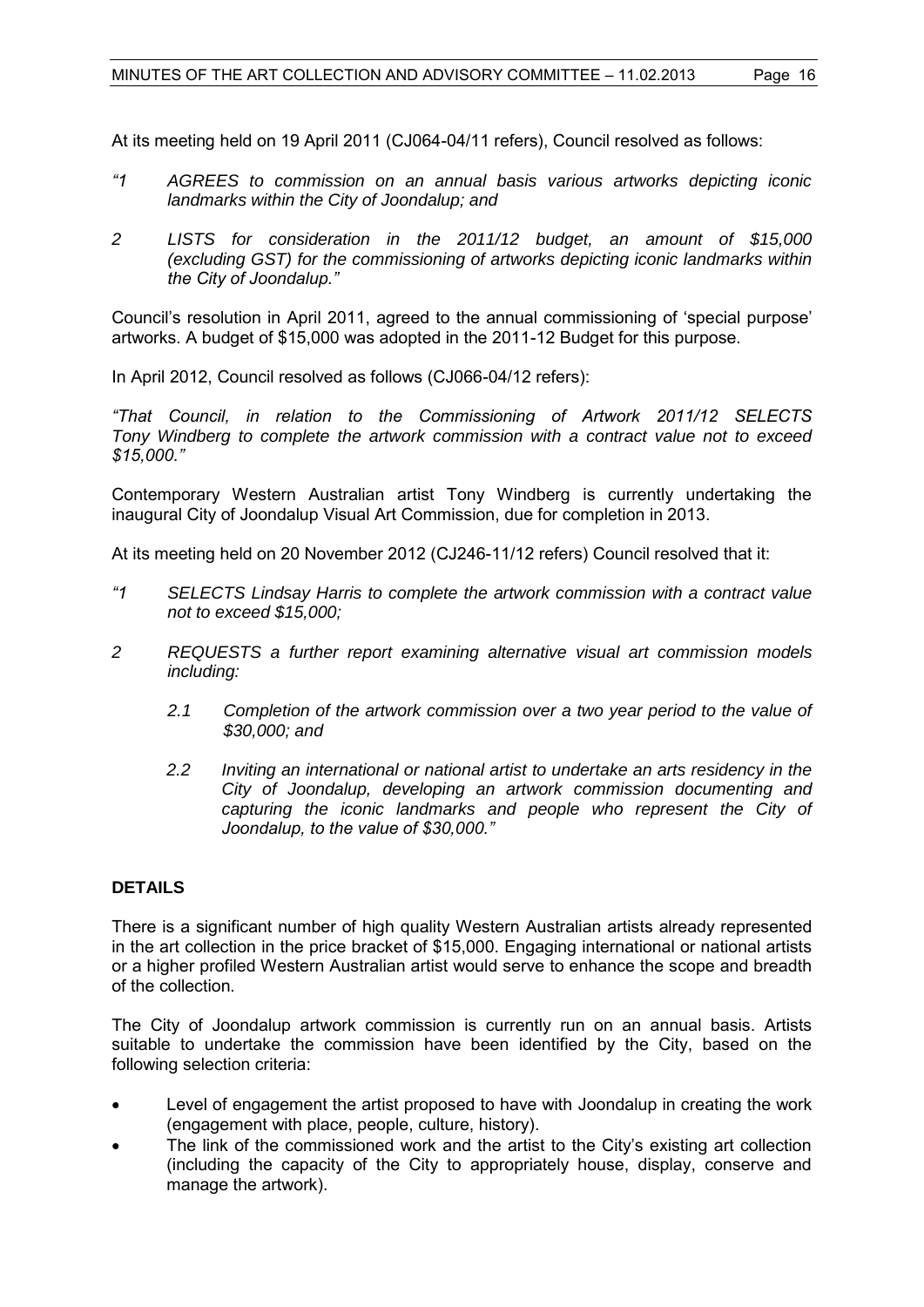At its meeting held on 19 April 2011 (CJ064-04/11 refers), Council resolved as follows:

*"1 AGREES to commission on an annual basis various artworks depicting iconic landmarks within the City of Joondalup; and*

*2 LISTS for consideration in the 2011/12 budget, an amount of $15,000 (excluding GST) for the commissioning of artworks depicting iconic landmarks within the City of Joondalup."*

Council's resolution in April 2011, agreed to the annual commissioning of 'special purpose' artworks. A budget of $15,000 was adopted in the 2011-12 Budget for this purpose.

In April 2012, Council resolved as follows (CJ066-04/12 refers):

*"That Council, in relation to the Commissioning of Artwork 2011/12 SELECTS Tony Windberg to complete the artwork commission with a contract value not to exceed $15,000."*

Contemporary Western Australian artist Tony Windberg is currently undertaking the inaugural City of Joondalup Visual Art Commission, due for completion in 2013.

At its meeting held on 20 November 2012 (CJ246-11/12 refers) Council resolved that it:

*"1 SELECTS Lindsay Harris to complete the artwork commission with a contract value not to exceed $15,000;*

*2 REQUESTS a further report examining alternative visual art commission models including:*

*2.1 Completion of the artwork commission over a two year period to the value of $30,000; and*

*2.2 Inviting an international or national artist to undertake an arts residency in the City of Joondalup, developing an artwork commission documenting and capturing the iconic landmarks and people who represent the City of Joondalup, to the value of $30,000."*

## DETAILS

There is a significant number of high quality Western Australian artists already represented in the art collection in the price bracket of $15,000. Engaging international or national artists or a higher profiled Western Australian artist would serve to enhance the scope and breadth of the collection.

The City of Joondalup artwork commission is currently run on an annual basis. Artists suitable to undertake the commission have been identified by the City, based on the following selection criteria:

- Level of engagement the artist proposed to have with Joondalup in creating the work (engagement with place, people, culture, history).
- The link of the commissioned work and the artist to the City's existing art collection (including the capacity of the City to appropriately house, display, conserve and manage the artwork).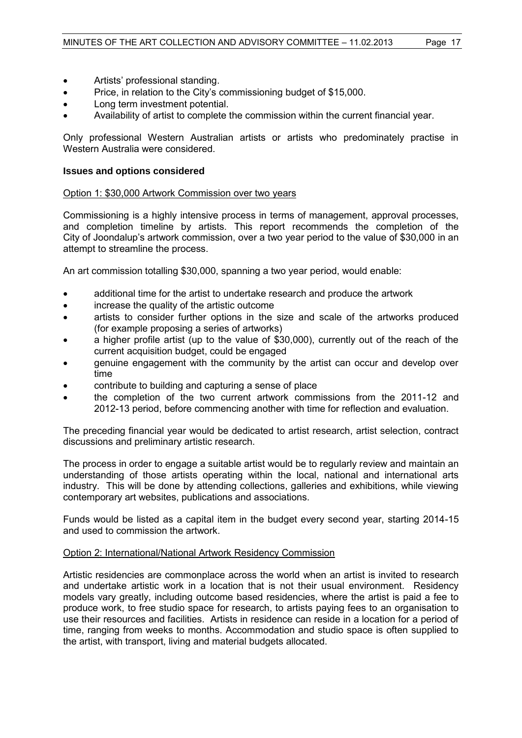- Artists' professional standing.
- Price, in relation to the City's commissioning budget of $15,000.
- Long term investment potential.
- Availability of artist to complete the commission within the current financial year.

Only professional Western Australian artists or artists who predominately practise in Western Australia were considered.

**Issues and options considered**

Option 1: $30,000 Artwork Commission over two years

Commissioning is a highly intensive process in terms of management, approval processes, and completion timeline by artists. This report recommends the completion of the City of Joondalup's artwork commission, over a two year period to the value of $30,000 in an attempt to streamline the process.

An art commission totalling $30,000, spanning a two year period, would enable:

- additional time for the artist to undertake research and produce the artwork
- increase the quality of the artistic outcome
- artists to consider further options in the size and scale of the artworks produced (for example proposing a series of artworks)
- a higher profile artist (up to the value of $30,000), currently out of the reach of the current acquisition budget, could be engaged
- genuine engagement with the community by the artist can occur and develop over time
- contribute to building and capturing a sense of place
- the completion of the two current artwork commissions from the 2011-12 and 2012-13 period, before commencing another with time for reflection and evaluation.

The preceding financial year would be dedicated to artist research, artist selection, contract discussions and preliminary artistic research.

The process in order to engage a suitable artist would be to regularly review and maintain an understanding of those artists operating within the local, national and international arts industry. This will be done by attending collections, galleries and exhibitions, while viewing contemporary art websites, publications and associations.

Funds would be listed as a capital item in the budget every second year, starting 2014-15 and used to commission the artwork.

Option 2: International/National Artwork Residency Commission

Artistic residencies are commonplace across the world when an artist is invited to research and undertake artistic work in a location that is not their usual environment. Residency models vary greatly, including outcome based residencies, where the artist is paid a fee to produce work, to free studio space for research, to artists paying fees to an organisation to use their resources and facilities. Artists in residence can reside in a location for a period of time, ranging from weeks to months. Accommodation and studio space is often supplied to the artist, with transport, living and material budgets allocated.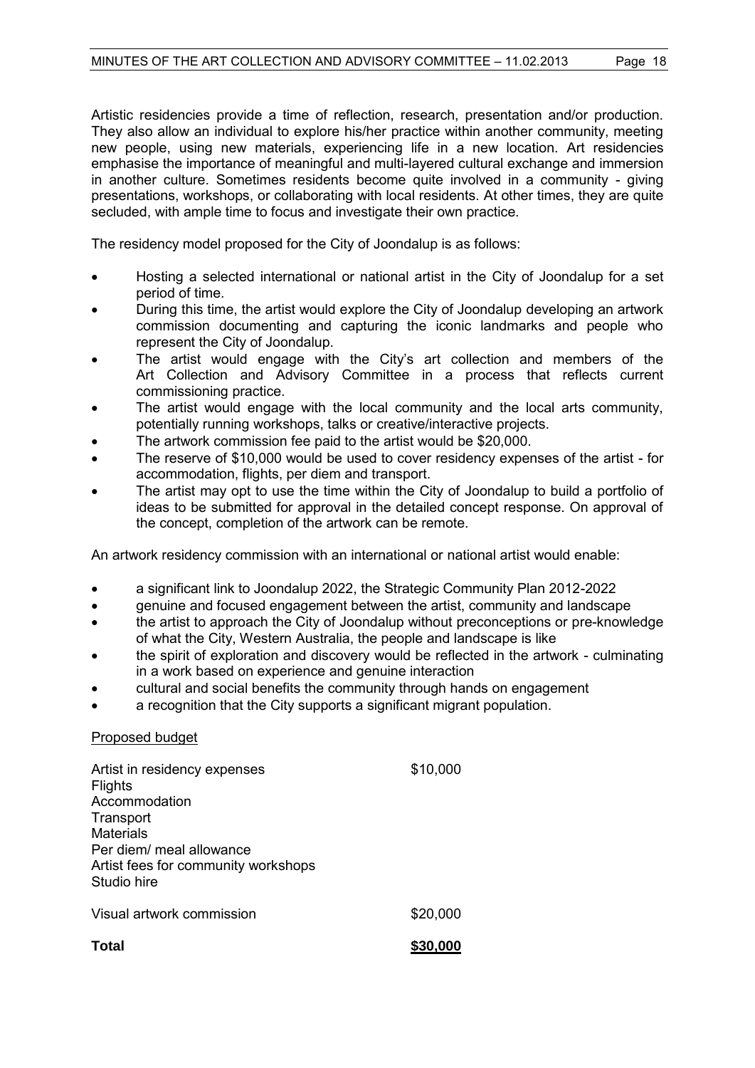Artistic residencies provide a time of reflection, research, presentation and/or production. They also allow an individual to explore his/her practice within another community, meeting new people, using new materials, experiencing life in a new location. Art residencies emphasise the importance of meaningful and multi-layered cultural exchange and immersion in another culture. Sometimes residents become quite involved in a community - giving presentations, workshops, or collaborating with local residents. At other times, they are quite secluded, with ample time to focus and investigate their own practice.

The residency model proposed for the City of Joondalup is as follows:

- Hosting a selected international or national artist in the City of Joondalup for a set period of time.
- During this time, the artist would explore the City of Joondalup developing an artwork commission documenting and capturing the iconic landmarks and people who represent the City of Joondalup.
- The artist would engage with the City's art collection and members of the Art Collection and Advisory Committee in a process that reflects current commissioning practice.
- The artist would engage with the local community and the local arts community, potentially running workshops, talks or creative/interactive projects.
- The artwork commission fee paid to the artist would be $20,000.
- The reserve of $10,000 would be used to cover residency expenses of the artist - for accommodation, flights, per diem and transport.
- The artist may opt to use the time within the City of Joondalup to build a portfolio of ideas to be submitted for approval in the detailed concept response. On approval of the concept, completion of the artwork can be remote.

An artwork residency commission with an international or national artist would enable:

- a significant link to Joondalup 2022, the Strategic Community Plan 2012-2022
- genuine and focused engagement between the artist, community and landscape
- the artist to approach the City of Joondalup without preconceptions or pre-knowledge of what the City, Western Australia, the people and landscape is like
- the spirit of exploration and discovery would be reflected in the artwork - culminating in a work based on experience and genuine interaction
- cultural and social benefits the community through hands on engagement
- a recognition that the City supports a significant migrant population.

<u>Proposed budget</u>

| | |
|---|---|
| Artist in residency expenses<br>Flights<br>Accommodation<br>Transport<br>Materials<br>Per diem/ meal allowance<br>Artist fees for community workshops<br>Studio hire | $10,000 |
| Visual artwork commission | $20,000 |
| **Total** | **<u>$30,000</u>** |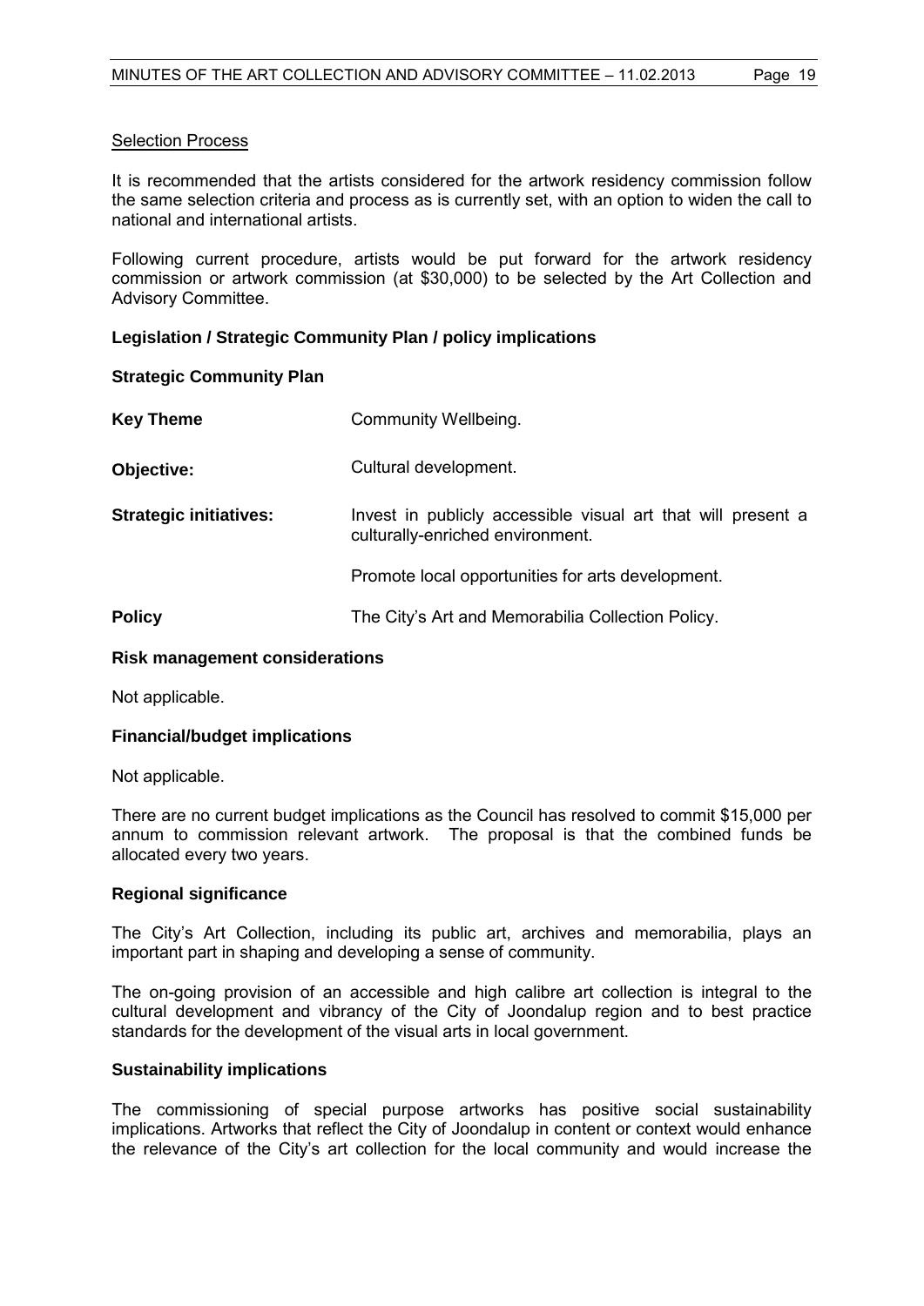Selection Process

It is recommended that the artists considered for the artwork residency commission follow the same selection criteria and process as is currently set, with an option to widen the call to national and international artists.

Following current procedure, artists would be put forward for the artwork residency commission or artwork commission (at $30,000) to be selected by the Art Collection and Advisory Committee.

**Legislation / Strategic Community Plan / policy implications**

**Strategic Community Plan**

| | |
|---|---|
| **Key Theme** | Community Wellbeing. |
| **Objective:** | Cultural development. |
| **Strategic initiatives:** | Invest in publicly accessible visual art that will present a culturally-enriched environment.<br><br>Promote local opportunities for arts development. |
| **Policy** | The City's Art and Memorabilia Collection Policy. |

**Risk management considerations**

Not applicable.

**Financial/budget implications**

Not applicable.

There are no current budget implications as the Council has resolved to commit $15,000 per annum to commission relevant artwork. The proposal is that the combined funds be allocated every two years.

**Regional significance**

The City's Art Collection, including its public art, archives and memorabilia, plays an important part in shaping and developing a sense of community.

The on-going provision of an accessible and high calibre art collection is integral to the cultural development and vibrancy of the City of Joondalup region and to best practice standards for the development of the visual arts in local government.

**Sustainability implications**

The commissioning of special purpose artworks has positive social sustainability implications. Artworks that reflect the City of Joondalup in content or context would enhance the relevance of the City's art collection for the local community and would increase the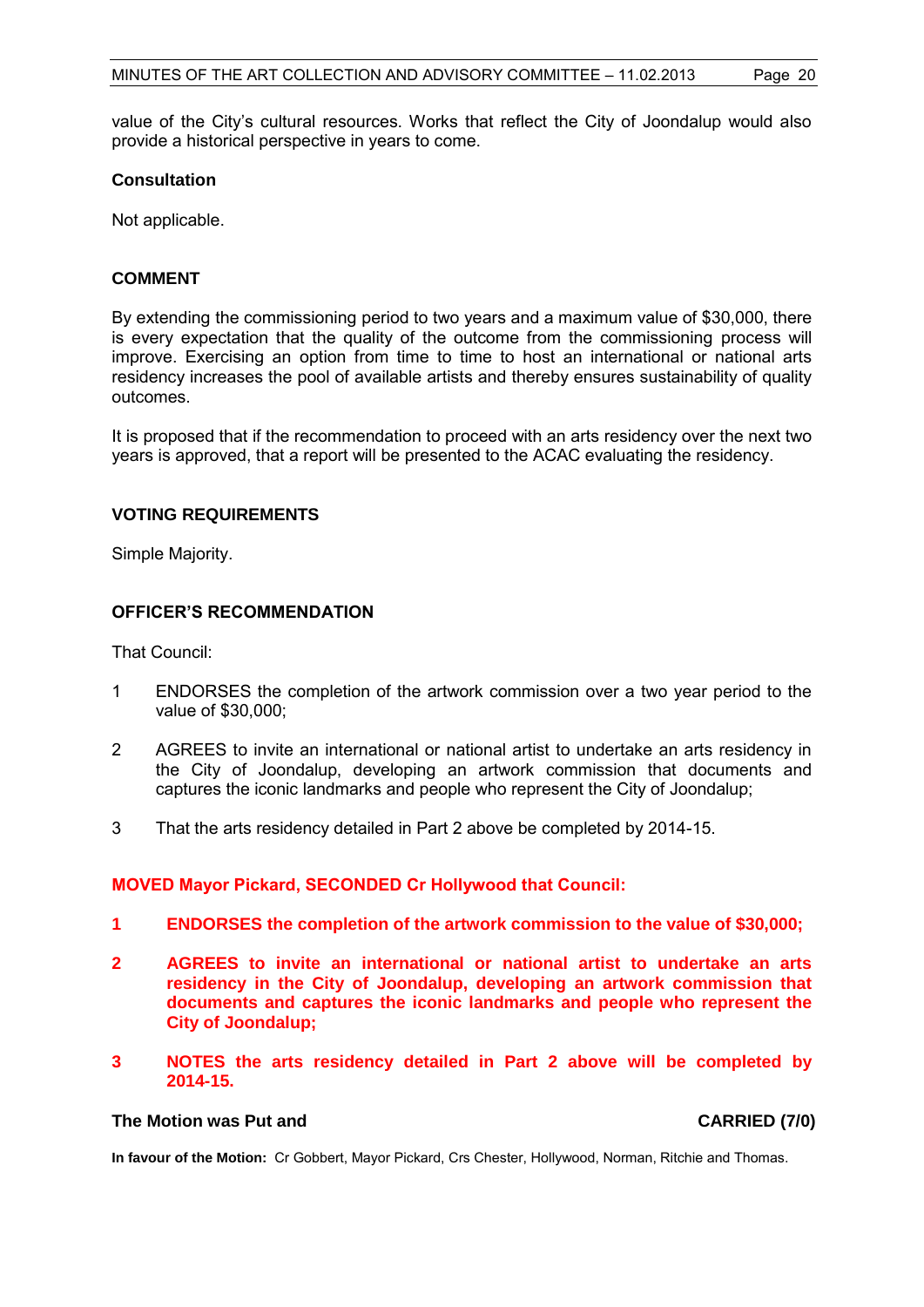value of the City's cultural resources. Works that reflect the City of Joondalup would also provide a historical perspective in years to come.

**Consultation**

Not applicable.

**COMMENT**

By extending the commissioning period to two years and a maximum value of $30,000, there is every expectation that the quality of the outcome from the commissioning process will improve. Exercising an option from time to time to host an international or national arts residency increases the pool of available artists and thereby ensures sustainability of quality outcomes.

It is proposed that if the recommendation to proceed with an arts residency over the next two years is approved, that a report will be presented to the ACAC evaluating the residency.

**VOTING REQUIREMENTS**

Simple Majority.

**OFFICER'S RECOMMENDATION**

That Council:

1 ENDORSES the completion of the artwork commission over a two year period to the value of $30,000;

2 AGREES to invite an international or national artist to undertake an arts residency in the City of Joondalup, developing an artwork commission that documents and captures the iconic landmarks and people who represent the City of Joondalup;

3 That the arts residency detailed in Part 2 above be completed by 2014-15.

**MOVED Mayor Pickard, SECONDED Cr Hollywood that Council:**

**1 ENDORSES the completion of the artwork commission to the value of $30,000;**

**2 AGREES to invite an international or national artist to undertake an arts residency in the City of Joondalup, developing an artwork commission that documents and captures the iconic landmarks and people who represent the City of Joondalup;**

**3 NOTES the arts residency detailed in Part 2 above will be completed by 2014-15.**

**The Motion was Put and CARRIED (7/0)**

**In favour of the Motion:** Cr Gobbert, Mayor Pickard, Crs Chester, Hollywood, Norman, Ritchie and Thomas.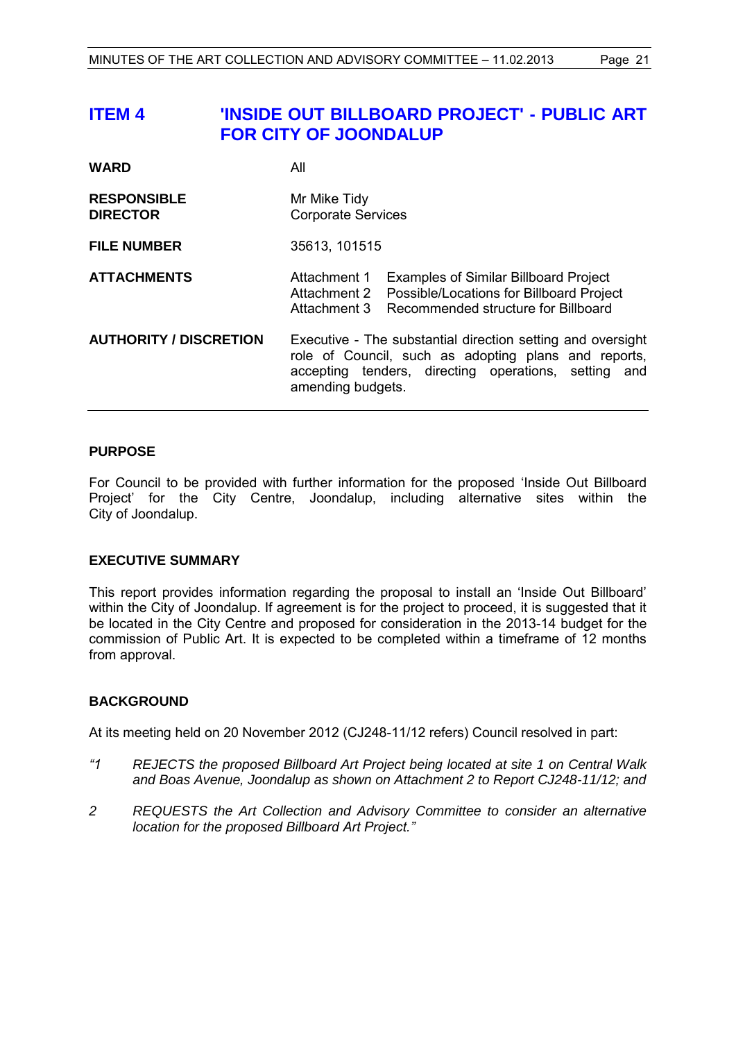## ITEM 4 'INSIDE OUT BILLBOARD PROJECT' - PUBLIC ART FOR CITY OF JOONDALUP

| | |
|---|---|
| **WARD** | All |
| **RESPONSIBLE DIRECTOR** | Mr Mike Tidy<br>Corporate Services |
| **FILE NUMBER** | 35613, 101515 |
| **ATTACHMENTS** | Attachment 1 Examples of Similar Billboard Project<br>Attachment 2 Possible/Locations for Billboard Project<br>Attachment 3 Recommended structure for Billboard |
| **AUTHORITY / DISCRETION** | Executive - The substantial direction setting and oversight role of Council, such as adopting plans and reports, accepting tenders, directing operations, setting and amending budgets. |

### PURPOSE

For Council to be provided with further information for the proposed 'Inside Out Billboard Project' for the City Centre, Joondalup, including alternative sites within the City of Joondalup.

### EXECUTIVE SUMMARY

This report provides information regarding the proposal to install an 'Inside Out Billboard' within the City of Joondalup. If agreement is for the project to proceed, it is suggested that it be located in the City Centre and proposed for consideration in the 2013-14 budget for the commission of Public Art. It is expected to be completed within a timeframe of 12 months from approval.

### BACKGROUND

At its meeting held on 20 November 2012 (CJ248-11/12 refers) Council resolved in part:

*"1 REJECTS the proposed Billboard Art Project being located at site 1 on Central Walk and Boas Avenue, Joondalup as shown on Attachment 2 to Report CJ248-11/12; and*

*2 REQUESTS the Art Collection and Advisory Committee to consider an alternative location for the proposed Billboard Art Project."*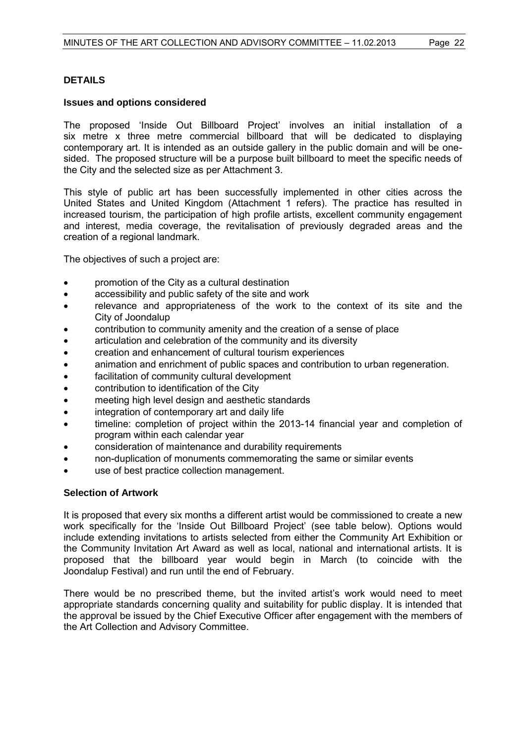## DETAILS

### Issues and options considered

The proposed 'Inside Out Billboard Project' involves an initial installation of a six metre x three metre commercial billboard that will be dedicated to displaying contemporary art. It is intended as an outside gallery in the public domain and will be one-sided. The proposed structure will be a purpose built billboard to meet the specific needs of the City and the selected size as per Attachment 3.

This style of public art has been successfully implemented in other cities across the United States and United Kingdom (Attachment 1 refers). The practice has resulted in increased tourism, the participation of high profile artists, excellent community engagement and interest, media coverage, the revitalisation of previously degraded areas and the creation of a regional landmark.

The objectives of such a project are:

- promotion of the City as a cultural destination
- accessibility and public safety of the site and work
- relevance and appropriateness of the work to the context of its site and the City of Joondalup
- contribution to community amenity and the creation of a sense of place
- articulation and celebration of the community and its diversity
- creation and enhancement of cultural tourism experiences
- animation and enrichment of public spaces and contribution to urban regeneration.
- facilitation of community cultural development
- contribution to identification of the City
- meeting high level design and aesthetic standards
- integration of contemporary art and daily life
- timeline: completion of project within the 2013-14 financial year and completion of program within each calendar year
- consideration of maintenance and durability requirements
- non-duplication of monuments commemorating the same or similar events
- use of best practice collection management.

### Selection of Artwork

It is proposed that every six months a different artist would be commissioned to create a new work specifically for the 'Inside Out Billboard Project' (see table below). Options would include extending invitations to artists selected from either the Community Art Exhibition or the Community Invitation Art Award as well as local, national and international artists. It is proposed that the billboard year would begin in March (to coincide with the Joondalup Festival) and run until the end of February.

There would be no prescribed theme, but the invited artist's work would need to meet appropriate standards concerning quality and suitability for public display. It is intended that the approval be issued by the Chief Executive Officer after engagement with the members of the Art Collection and Advisory Committee.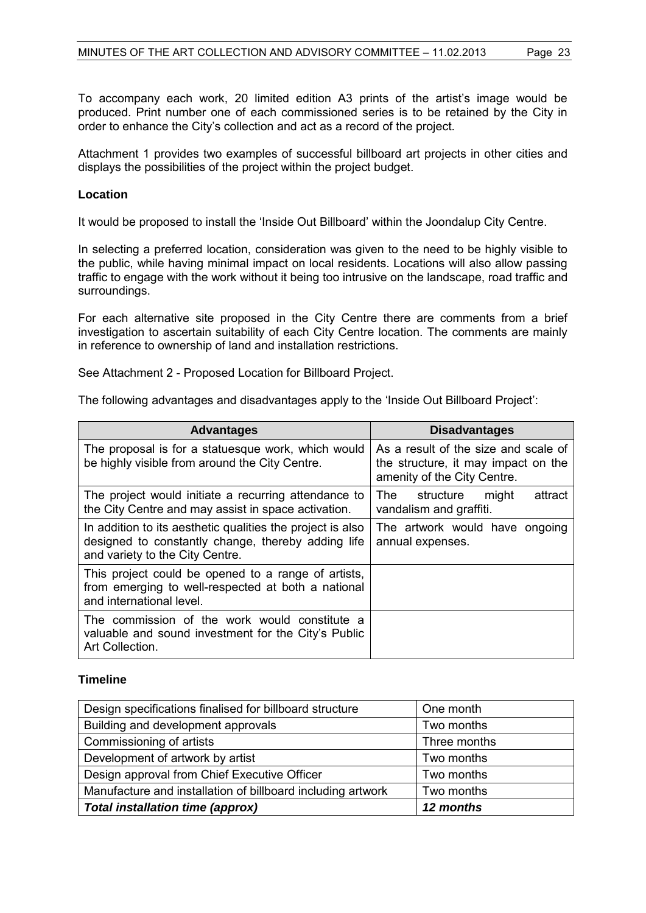To accompany each work, 20 limited edition A3 prints of the artist's image would be produced. Print number one of each commissioned series is to be retained by the City in order to enhance the City's collection and act as a record of the project.

Attachment 1 provides two examples of successful billboard art projects in other cities and displays the possibilities of the project within the project budget.

**Location**

It would be proposed to install the 'Inside Out Billboard' within the Joondalup City Centre.

In selecting a preferred location, consideration was given to the need to be highly visible to the public, while having minimal impact on local residents. Locations will also allow passing traffic to engage with the work without it being too intrusive on the landscape, road traffic and surroundings.

For each alternative site proposed in the City Centre there are comments from a brief investigation to ascertain suitability of each City Centre location. The comments are mainly in reference to ownership of land and installation restrictions.

See Attachment 2 - Proposed Location for Billboard Project.

The following advantages and disadvantages apply to the 'Inside Out Billboard Project':

| Advantages | Disadvantages |
|---|---|
| The proposal is for a statuesque work, which would be highly visible from around the City Centre. | As a result of the size and scale of the structure, it may impact on the amenity of the City Centre. |
| The project would initiate a recurring attendance to the City Centre and may assist in space activation. | The structure might attract vandalism and graffiti. |
| In addition to its aesthetic qualities the project is also designed to constantly change, thereby adding life and variety to the City Centre. | The artwork would have ongoing annual expenses. |
| This project could be opened to a range of artists, from emerging to well-respected at both a national and international level. | |
| The commission of the work would constitute a valuable and sound investment for the City's Public Art Collection. | |

**Timeline**

| | |
|---|---|
| Design specifications finalised for billboard structure | One month |
| Building and development approvals | Two months |
| Commissioning of artists | Three months |
| Development of artwork by artist | Two months |
| Design approval from Chief Executive Officer | Two months |
| Manufacture and installation of billboard including artwork | Two months |
| ***Total installation time (approx)*** | ***12 months*** |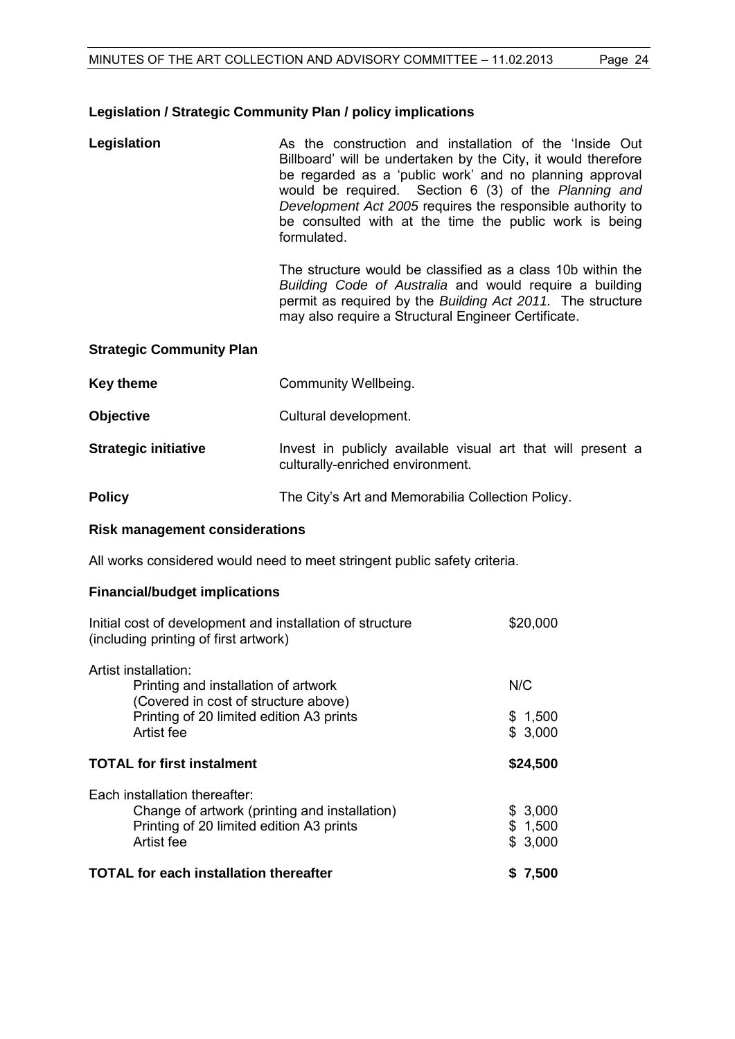**Legislation / Strategic Community Plan / policy implications**

**Legislation**

As the construction and installation of the 'Inside Out Billboard' will be undertaken by the City, it would therefore be regarded as a 'public work' and no planning approval would be required. Section 6 (3) of the *Planning and Development Act 2005* requires the responsible authority to be consulted with at the time the public work is being formulated.

The structure would be classified as a class 10b within the *Building Code of Australia* and would require a building permit as required by the *Building Act 2011.* The structure may also require a Structural Engineer Certificate.

**Strategic Community Plan**

**Key theme** Community Wellbeing.

**Objective** Cultural development.

**Strategic initiative** Invest in publicly available visual art that will present a culturally-enriched environment.

**Policy** The City's Art and Memorabilia Collection Policy.

**Risk management considerations**

All works considered would need to meet stringent public safety criteria.

**Financial/budget implications**

| | |
|---|---|
| Initial cost of development and installation of structure (including printing of first artwork) | \$20,000 |
| Artist installation: | |
| Printing and installation of artwork (Covered in cost of structure above) | N/C |
| Printing of 20 limited edition A3 prints | \$ 1,500 |
| Artist fee | \$ 3,000 |
| **TOTAL for first instalment** | **\$24,500** |
| Each installation thereafter: | |
| Change of artwork (printing and installation) | \$ 3,000 |
| Printing of 20 limited edition A3 prints | \$ 1,500 |
| Artist fee | \$ 3,000 |
| **TOTAL for each installation thereafter** | **\$ 7,500** |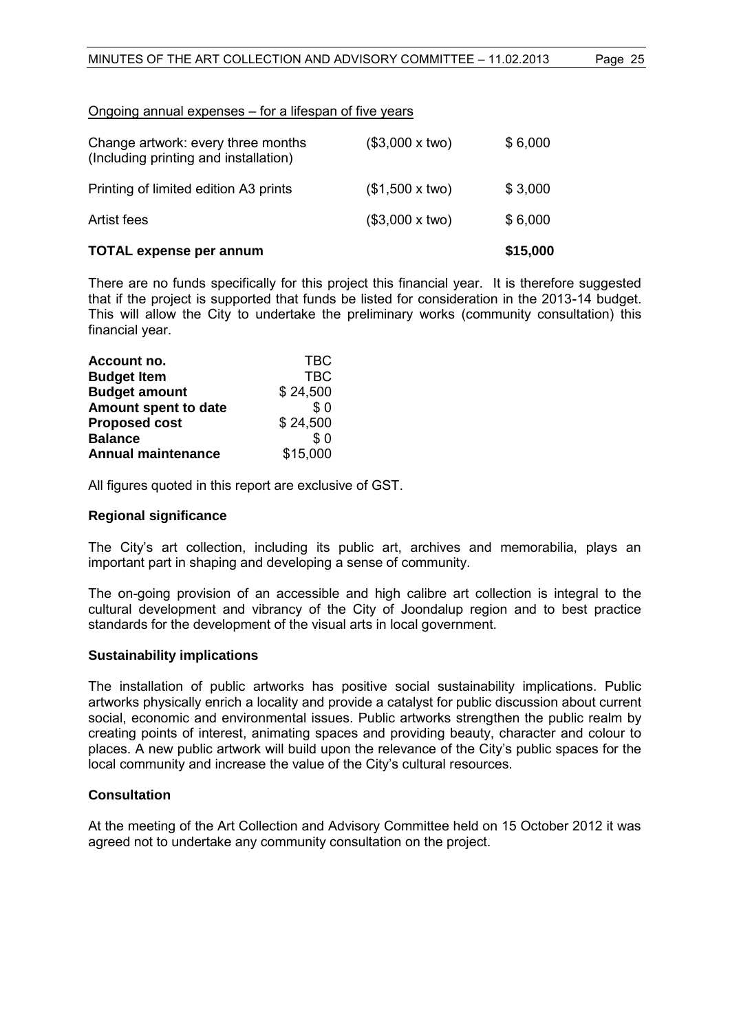<u>Ongoing annual expenses – for a lifespan of five years</u>

| | | |
|---|---|---|
| Change artwork: every three months (Including printing and installation) | ($3,000 x two) | $ 6,000 |
| Printing of limited edition A3 prints | ($1,500 x two) | $ 3,000 |
| Artist fees | ($3,000 x two) | $ 6,000 |
| **TOTAL expense per annum** | | **$15,000** |

There are no funds specifically for this project this financial year. It is therefore suggested that if the project is supported that funds be listed for consideration in the 2013-14 budget. This will allow the City to undertake the preliminary works (community consultation) this financial year.

| | |
|---|---|
| **Account no.** | TBC |
| **Budget Item** | TBC |
| **Budget amount** | $ 24,500 |
| **Amount spent to date** | $ 0 |
| **Proposed cost** | $ 24,500 |
| **Balance** | $ 0 |
| **Annual maintenance** | $15,000 |

All figures quoted in this report are exclusive of GST.

**Regional significance**

The City's art collection, including its public art, archives and memorabilia, plays an important part in shaping and developing a sense of community.

The on-going provision of an accessible and high calibre art collection is integral to the cultural development and vibrancy of the City of Joondalup region and to best practice standards for the development of the visual arts in local government.

**Sustainability implications**

The installation of public artworks has positive social sustainability implications. Public artworks physically enrich a locality and provide a catalyst for public discussion about current social, economic and environmental issues. Public artworks strengthen the public realm by creating points of interest, animating spaces and providing beauty, character and colour to places. A new public artwork will build upon the relevance of the City's public spaces for the local community and increase the value of the City's cultural resources.

**Consultation**

At the meeting of the Art Collection and Advisory Committee held on 15 October 2012 it was agreed not to undertake any community consultation on the project.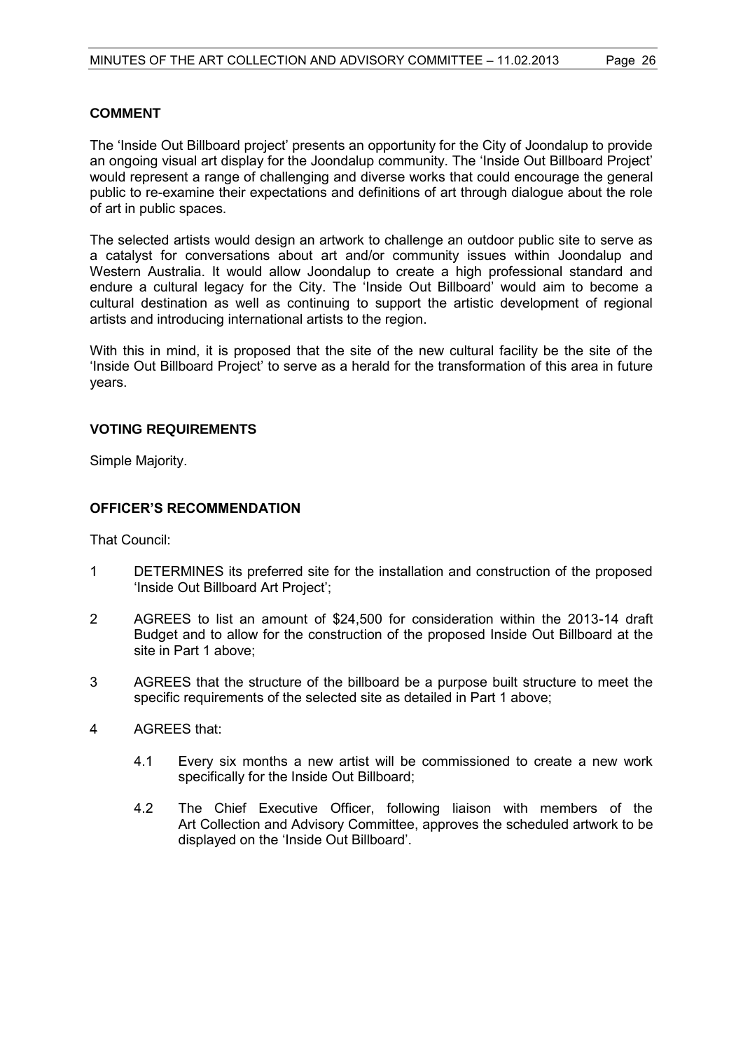## COMMENT

The 'Inside Out Billboard project' presents an opportunity for the City of Joondalup to provide an ongoing visual art display for the Joondalup community. The 'Inside Out Billboard Project' would represent a range of challenging and diverse works that could encourage the general public to re-examine their expectations and definitions of art through dialogue about the role of art in public spaces.

The selected artists would design an artwork to challenge an outdoor public site to serve as a catalyst for conversations about art and/or community issues within Joondalup and Western Australia. It would allow Joondalup to create a high professional standard and endure a cultural legacy for the City. The 'Inside Out Billboard' would aim to become a cultural destination as well as continuing to support the artistic development of regional artists and introducing international artists to the region.

With this in mind, it is proposed that the site of the new cultural facility be the site of the 'Inside Out Billboard Project' to serve as a herald for the transformation of this area in future years.

## VOTING REQUIREMENTS

Simple Majority.

## OFFICER'S RECOMMENDATION

That Council:

1 DETERMINES its preferred site for the installation and construction of the proposed 'Inside Out Billboard Art Project';

2 AGREES to list an amount of $24,500 for consideration within the 2013-14 draft Budget and to allow for the construction of the proposed Inside Out Billboard at the site in Part 1 above;

3 AGREES that the structure of the billboard be a purpose built structure to meet the specific requirements of the selected site as detailed in Part 1 above;

4 AGREES that:

 4.1 Every six months a new artist will be commissioned to create a new work specifically for the Inside Out Billboard;

 4.2 The Chief Executive Officer, following liaison with members of the Art Collection and Advisory Committee, approves the scheduled artwork to be displayed on the 'Inside Out Billboard'.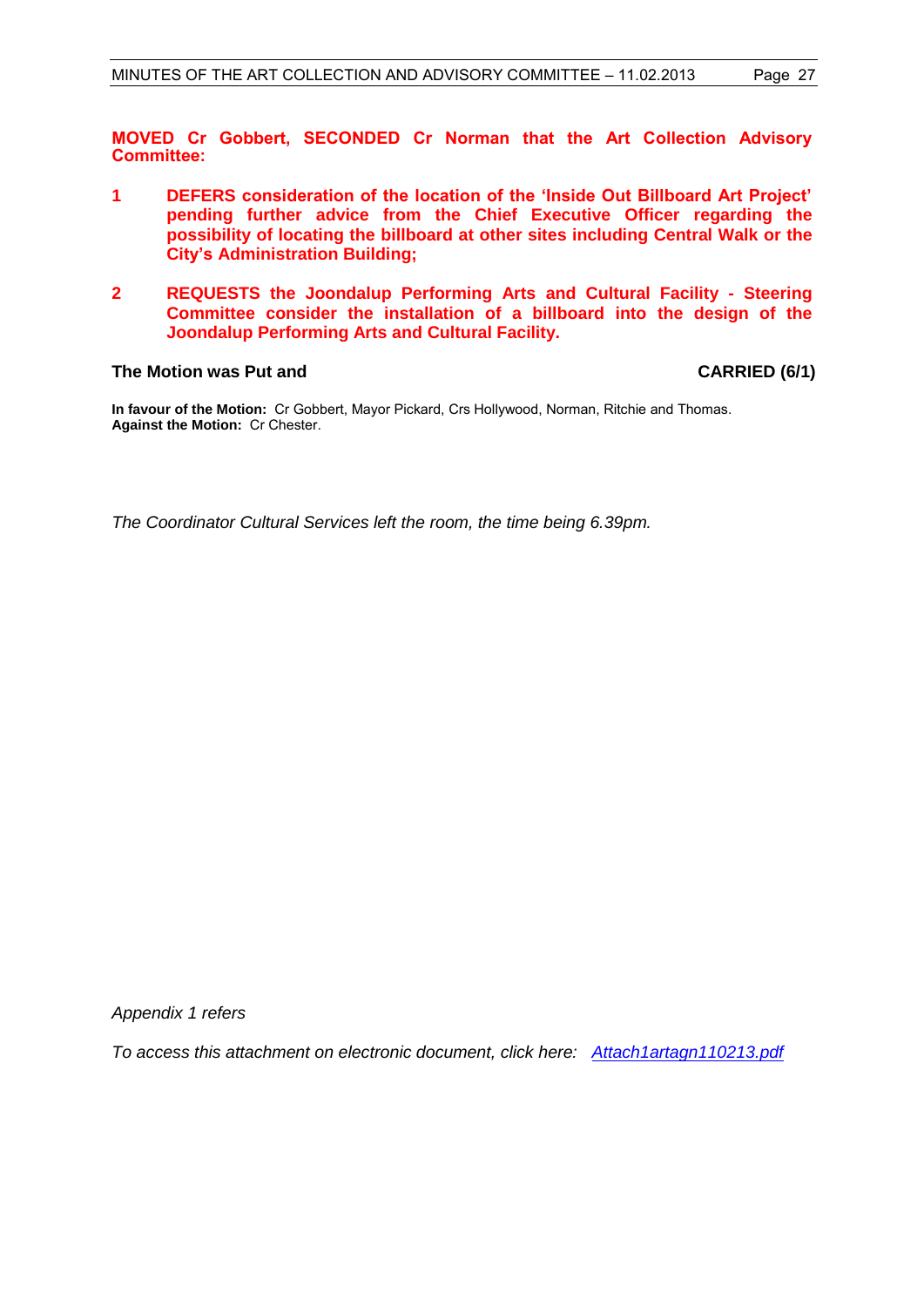**MOVED Cr Gobbert, SECONDED Cr Norman that the Art Collection Advisory Committee:**

**1 DEFERS consideration of the location of the 'Inside Out Billboard Art Project' pending further advice from the Chief Executive Officer regarding the possibility of locating the billboard at other sites including Central Walk or the City's Administration Building;**

**2 REQUESTS the Joondalup Performing Arts and Cultural Facility - Steering Committee consider the installation of a billboard into the design of the Joondalup Performing Arts and Cultural Facility.**

**The Motion was Put and CARRIED (6/1)**

**In favour of the Motion:** Cr Gobbert, Mayor Pickard, Crs Hollywood, Norman, Ritchie and Thomas.
**Against the Motion:** Cr Chester.

*The Coordinator Cultural Services left the room, the time being 6.39pm.*

*Appendix 1 refers*

*To access this attachment on electronic document, click here: Attach1artagn110213.pdf*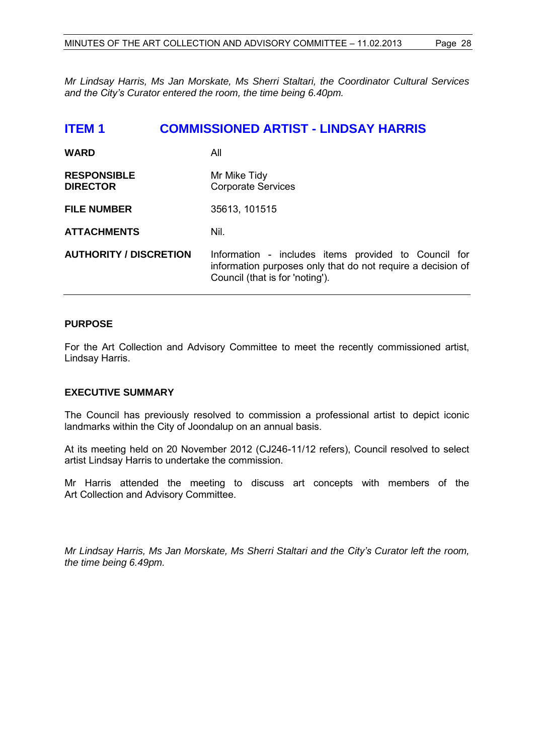*Mr Lindsay Harris, Ms Jan Morskate, Ms Sherri Staltari, the Coordinator Cultural Services and the City's Curator entered the room, the time being 6.40pm.*

## ITEM 1 COMMISSIONED ARTIST - LINDSAY HARRIS

| | |
|---|---|
| **WARD** | All |
| **RESPONSIBLE DIRECTOR** | Mr Mike Tidy<br>Corporate Services |
| **FILE NUMBER** | 35613, 101515 |
| **ATTACHMENTS** | Nil. |
| **AUTHORITY / DISCRETION** | Information - includes items provided to Council for information purposes only that do not require a decision of Council (that is for 'noting'). |

### PURPOSE

For the Art Collection and Advisory Committee to meet the recently commissioned artist, Lindsay Harris.

### EXECUTIVE SUMMARY

The Council has previously resolved to commission a professional artist to depict iconic landmarks within the City of Joondalup on an annual basis.

At its meeting held on 20 November 2012 (CJ246-11/12 refers), Council resolved to select artist Lindsay Harris to undertake the commission.

Mr Harris attended the meeting to discuss art concepts with members of the Art Collection and Advisory Committee.

*Mr Lindsay Harris, Ms Jan Morskate, Ms Sherri Staltari and the City's Curator left the room, the time being 6.49pm.*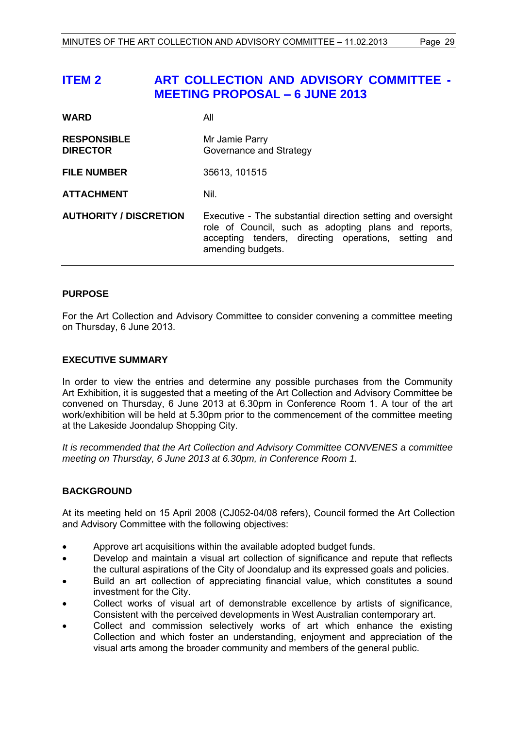## ITEM 2 ART COLLECTION AND ADVISORY COMMITTEE - MEETING PROPOSAL – 6 JUNE 2013

| | |
|---|---|
| **WARD** | All |
| **RESPONSIBLE DIRECTOR** | Mr Jamie Parry<br>Governance and Strategy |
| **FILE NUMBER** | 35613, 101515 |
| **ATTACHMENT** | Nil. |
| **AUTHORITY / DISCRETION** | Executive - The substantial direction setting and oversight role of Council, such as adopting plans and reports, accepting tenders, directing operations, setting and amending budgets. |

### PURPOSE

For the Art Collection and Advisory Committee to consider convening a committee meeting on Thursday, 6 June 2013.

### EXECUTIVE SUMMARY

In order to view the entries and determine any possible purchases from the Community Art Exhibition, it is suggested that a meeting of the Art Collection and Advisory Committee be convened on Thursday, 6 June 2013 at 6.30pm in Conference Room 1. A tour of the art work/exhibition will be held at 5.30pm prior to the commencement of the committee meeting at the Lakeside Joondalup Shopping City.

*It is recommended that the Art Collection and Advisory Committee CONVENES a committee meeting on Thursday, 6 June 2013 at 6.30pm, in Conference Room 1.*

### BACKGROUND

At its meeting held on 15 April 2008 (CJ052-04/08 refers), Council formed the Art Collection and Advisory Committee with the following objectives:

- Approve art acquisitions within the available adopted budget funds.
- Develop and maintain a visual art collection of significance and repute that reflects the cultural aspirations of the City of Joondalup and its expressed goals and policies.
- Build an art collection of appreciating financial value, which constitutes a sound investment for the City.
- Collect works of visual art of demonstrable excellence by artists of significance, Consistent with the perceived developments in West Australian contemporary art.
- Collect and commission selectively works of art which enhance the existing Collection and which foster an understanding, enjoyment and appreciation of the visual arts among the broader community and members of the general public.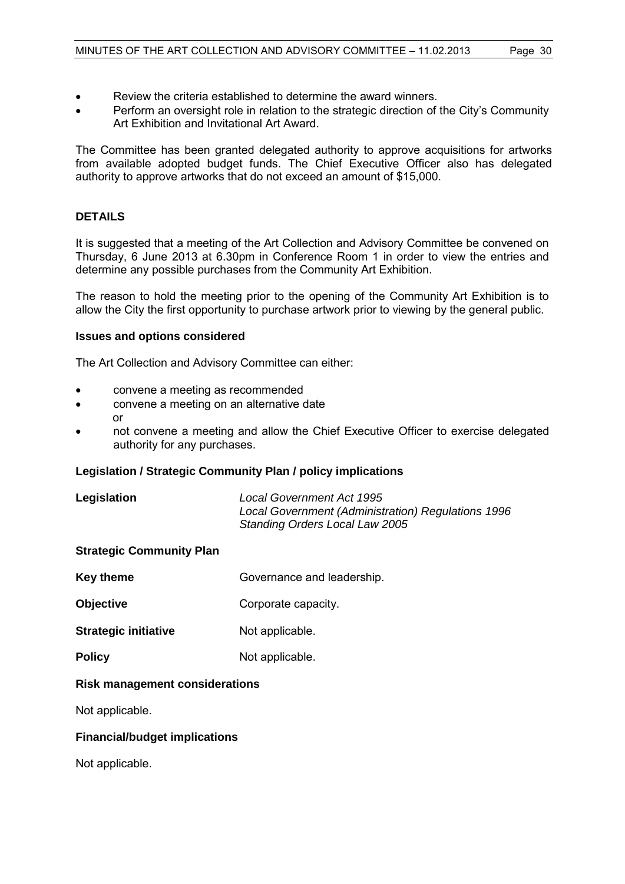- Review the criteria established to determine the award winners.
- Perform an oversight role in relation to the strategic direction of the City's Community Art Exhibition and Invitational Art Award.

The Committee has been granted delegated authority to approve acquisitions for artworks from available adopted budget funds. The Chief Executive Officer also has delegated authority to approve artworks that do not exceed an amount of $15,000.

## DETAILS

It is suggested that a meeting of the Art Collection and Advisory Committee be convened on Thursday, 6 June 2013 at 6.30pm in Conference Room 1 in order to view the entries and determine any possible purchases from the Community Art Exhibition.

The reason to hold the meeting prior to the opening of the Community Art Exhibition is to allow the City the first opportunity to purchase artwork prior to viewing by the general public.

### Issues and options considered

The Art Collection and Advisory Committee can either:

- convene a meeting as recommended
- convene a meeting on an alternative date
  or
- not convene a meeting and allow the Chief Executive Officer to exercise delegated authority for any purchases.

### Legislation / Strategic Community Plan / policy implications

| | |
|---|---|
| **Legislation** | *Local Government Act 1995*<br>*Local Government (Administration) Regulations 1996*<br>*Standing Orders Local Law 2005* |

**Strategic Community Plan**

| | |
|---|---|
| **Key theme** | Governance and leadership. |
| **Objective** | Corporate capacity. |
| **Strategic initiative** | Not applicable. |
| **Policy** | Not applicable. |

### Risk management considerations

Not applicable.

### Financial/budget implications

Not applicable.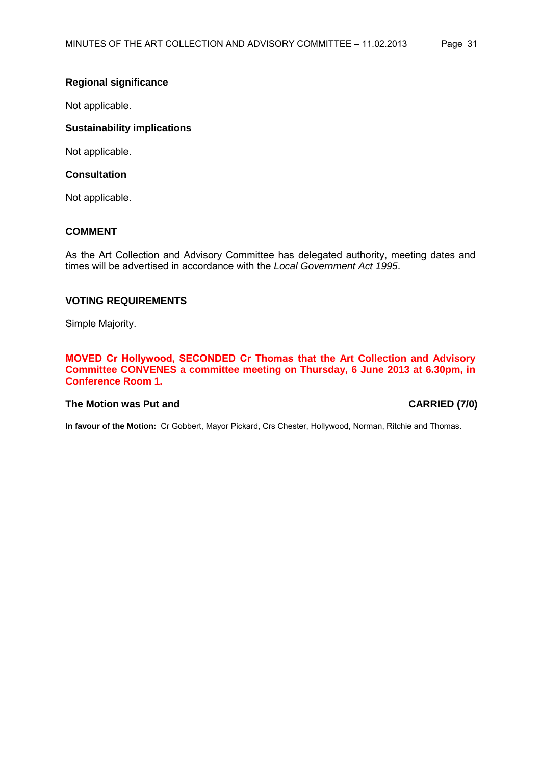**Regional significance**

Not applicable.

**Sustainability implications**

Not applicable.

**Consultation**

Not applicable.

**COMMENT**

As the Art Collection and Advisory Committee has delegated authority, meeting dates and times will be advertised in accordance with the *Local Government Act 1995*.

**VOTING REQUIREMENTS**

Simple Majority.

**MOVED Cr Hollywood, SECONDED Cr Thomas that the Art Collection and Advisory Committee CONVENES a committee meeting on Thursday, 6 June 2013 at 6.30pm, in Conference Room 1.**

**The Motion was Put and CARRIED (7/0)**

**In favour of the Motion:** Cr Gobbert, Mayor Pickard, Crs Chester, Hollywood, Norman, Ritchie and Thomas.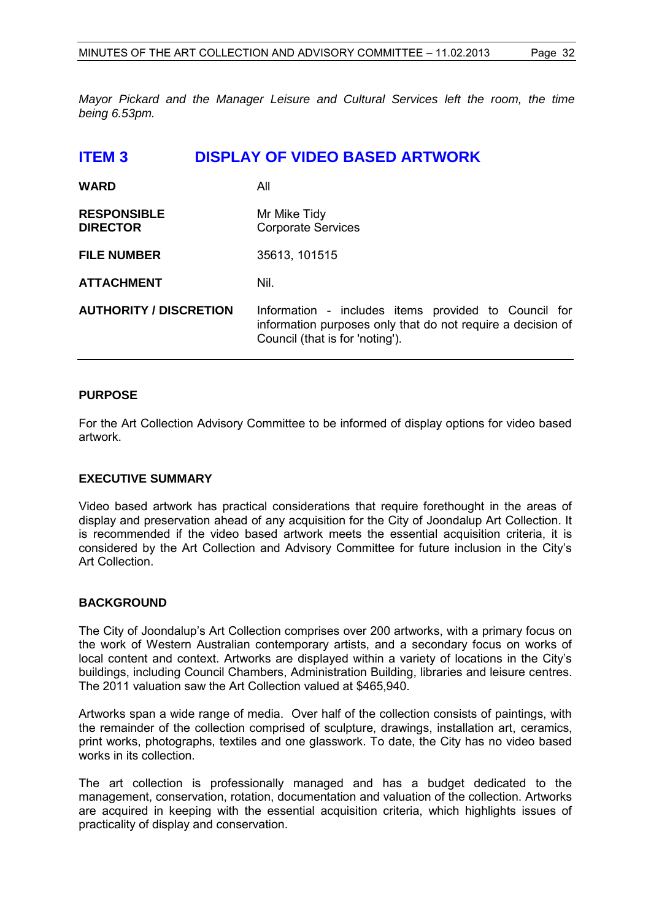*Mayor Pickard and the Manager Leisure and Cultural Services left the room, the time being 6.53pm.*

## ITEM 3 DISPLAY OF VIDEO BASED ARTWORK

| | |
|---|---|
| **WARD** | All |
| **RESPONSIBLE DIRECTOR** | Mr Mike Tidy<br>Corporate Services |
| **FILE NUMBER** | 35613, 101515 |
| **ATTACHMENT** | Nil. |
| **AUTHORITY / DISCRETION** | Information - includes items provided to Council for information purposes only that do not require a decision of Council (that is for 'noting'). |

### PURPOSE

For the Art Collection Advisory Committee to be informed of display options for video based artwork.

### EXECUTIVE SUMMARY

Video based artwork has practical considerations that require forethought in the areas of display and preservation ahead of any acquisition for the City of Joondalup Art Collection. It is recommended if the video based artwork meets the essential acquisition criteria, it is considered by the Art Collection and Advisory Committee for future inclusion in the City's Art Collection.

### BACKGROUND

The City of Joondalup's Art Collection comprises over 200 artworks, with a primary focus on the work of Western Australian contemporary artists, and a secondary focus on works of local content and context. Artworks are displayed within a variety of locations in the City's buildings, including Council Chambers, Administration Building, libraries and leisure centres. The 2011 valuation saw the Art Collection valued at $465,940.

Artworks span a wide range of media. Over half of the collection consists of paintings, with the remainder of the collection comprised of sculpture, drawings, installation art, ceramics, print works, photographs, textiles and one glasswork. To date, the City has no video based works in its collection.

The art collection is professionally managed and has a budget dedicated to the management, conservation, rotation, documentation and valuation of the collection. Artworks are acquired in keeping with the essential acquisition criteria, which highlights issues of practicality of display and conservation.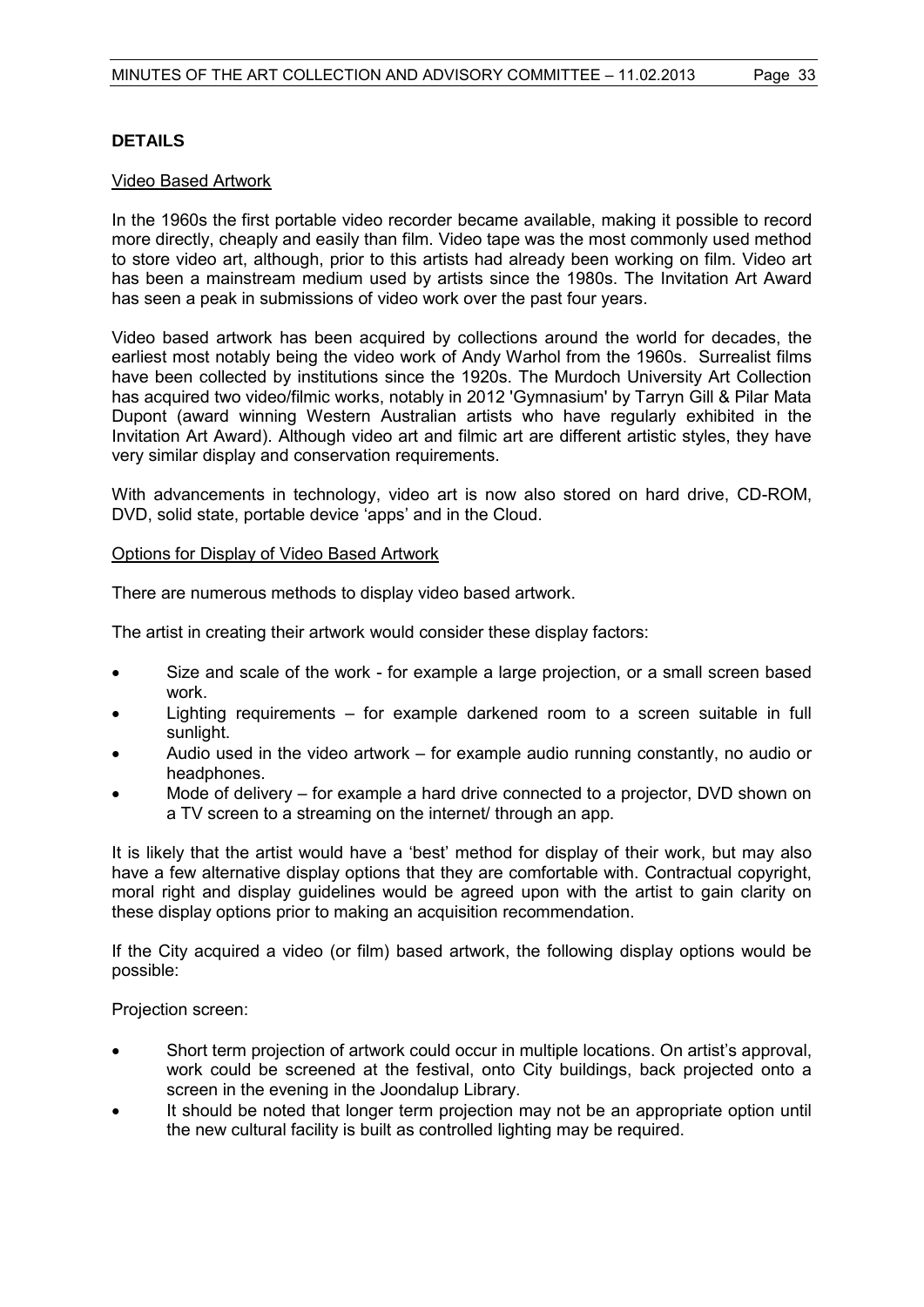## DETAILS

### Video Based Artwork

In the 1960s the first portable video recorder became available, making it possible to record more directly, cheaply and easily than film. Video tape was the most commonly used method to store video art, although, prior to this artists had already been working on film. Video art has been a mainstream medium used by artists since the 1980s. The Invitation Art Award has seen a peak in submissions of video work over the past four years.

Video based artwork has been acquired by collections around the world for decades, the earliest most notably being the video work of Andy Warhol from the 1960s. Surrealist films have been collected by institutions since the 1920s. The Murdoch University Art Collection has acquired two video/filmic works, notably in 2012 'Gymnasium' by Tarryn Gill & Pilar Mata Dupont (award winning Western Australian artists who have regularly exhibited in the Invitation Art Award). Although video art and filmic art are different artistic styles, they have very similar display and conservation requirements.

With advancements in technology, video art is now also stored on hard drive, CD-ROM, DVD, solid state, portable device 'apps' and in the Cloud.

### Options for Display of Video Based Artwork

There are numerous methods to display video based artwork.

The artist in creating their artwork would consider these display factors:

- Size and scale of the work - for example a large projection, or a small screen based work.
- Lighting requirements – for example darkened room to a screen suitable in full sunlight.
- Audio used in the video artwork – for example audio running constantly, no audio or headphones.
- Mode of delivery – for example a hard drive connected to a projector, DVD shown on a TV screen to a streaming on the internet/ through an app.

It is likely that the artist would have a 'best' method for display of their work, but may also have a few alternative display options that they are comfortable with. Contractual copyright, moral right and display guidelines would be agreed upon with the artist to gain clarity on these display options prior to making an acquisition recommendation.

If the City acquired a video (or film) based artwork, the following display options would be possible:

Projection screen:

- Short term projection of artwork could occur in multiple locations. On artist's approval, work could be screened at the festival, onto City buildings, back projected onto a screen in the evening in the Joondalup Library.
- It should be noted that longer term projection may not be an appropriate option until the new cultural facility is built as controlled lighting may be required.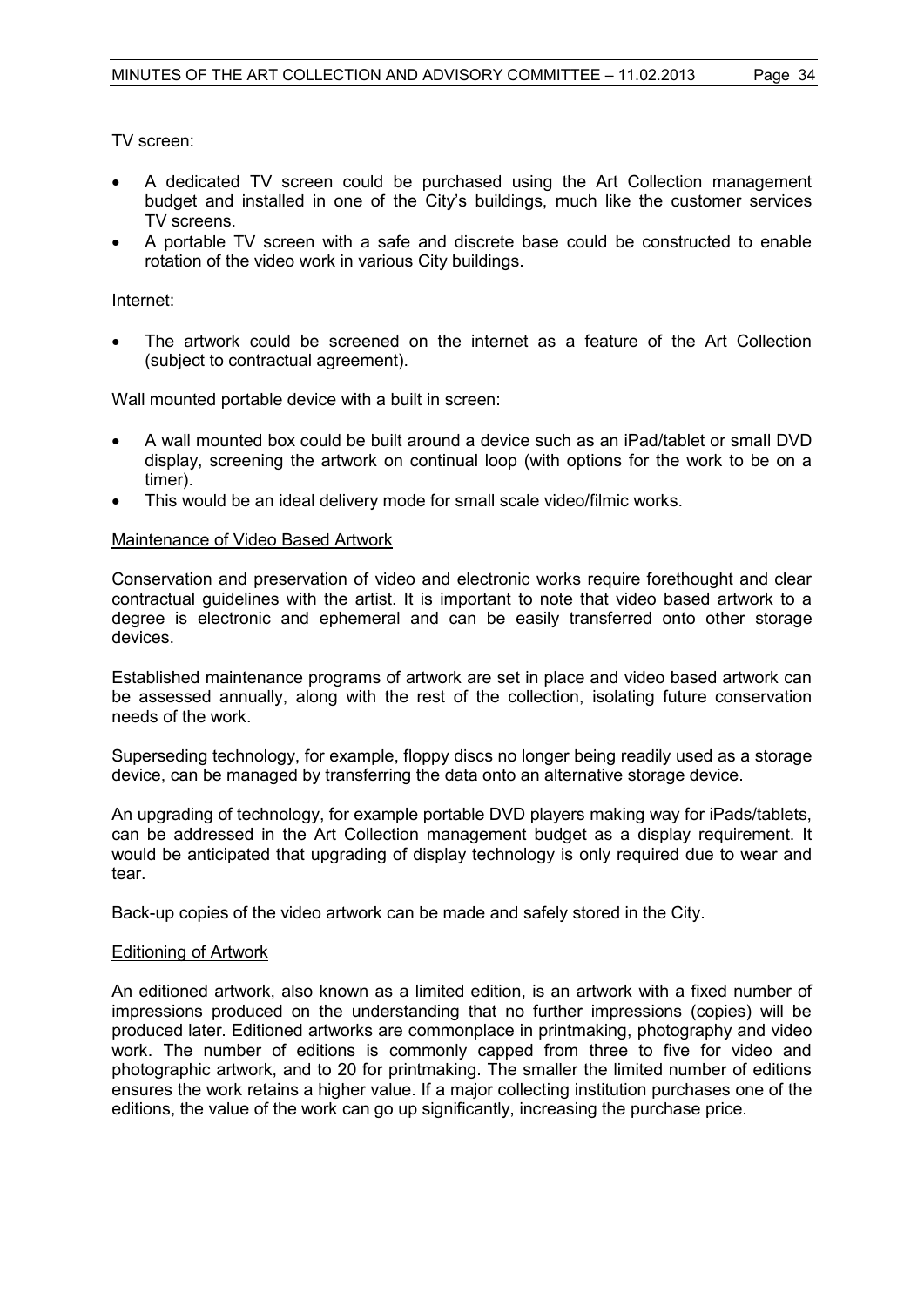TV screen:

- A dedicated TV screen could be purchased using the Art Collection management budget and installed in one of the City's buildings, much like the customer services TV screens.
- A portable TV screen with a safe and discrete base could be constructed to enable rotation of the video work in various City buildings.

Internet:

- The artwork could be screened on the internet as a feature of the Art Collection (subject to contractual agreement).

Wall mounted portable device with a built in screen:

- A wall mounted box could be built around a device such as an iPad/tablet or small DVD display, screening the artwork on continual loop (with options for the work to be on a timer).
- This would be an ideal delivery mode for small scale video/filmic works.

<u>Maintenance of Video Based Artwork</u>

Conservation and preservation of video and electronic works require forethought and clear contractual guidelines with the artist. It is important to note that video based artwork to a degree is electronic and ephemeral and can be easily transferred onto other storage devices.

Established maintenance programs of artwork are set in place and video based artwork can be assessed annually, along with the rest of the collection, isolating future conservation needs of the work.

Superseding technology, for example, floppy discs no longer being readily used as a storage device, can be managed by transferring the data onto an alternative storage device.

An upgrading of technology, for example portable DVD players making way for iPads/tablets, can be addressed in the Art Collection management budget as a display requirement. It would be anticipated that upgrading of display technology is only required due to wear and tear.

Back-up copies of the video artwork can be made and safely stored in the City.

<u>Editioning of Artwork</u>

An editioned artwork, also known as a limited edition, is an artwork with a fixed number of impressions produced on the understanding that no further impressions (copies) will be produced later. Editioned artworks are commonplace in printmaking, photography and video work. The number of editions is commonly capped from three to five for video and photographic artwork, and to 20 for printmaking. The smaller the limited number of editions ensures the work retains a higher value. If a major collecting institution purchases one of the editions, the value of the work can go up significantly, increasing the purchase price.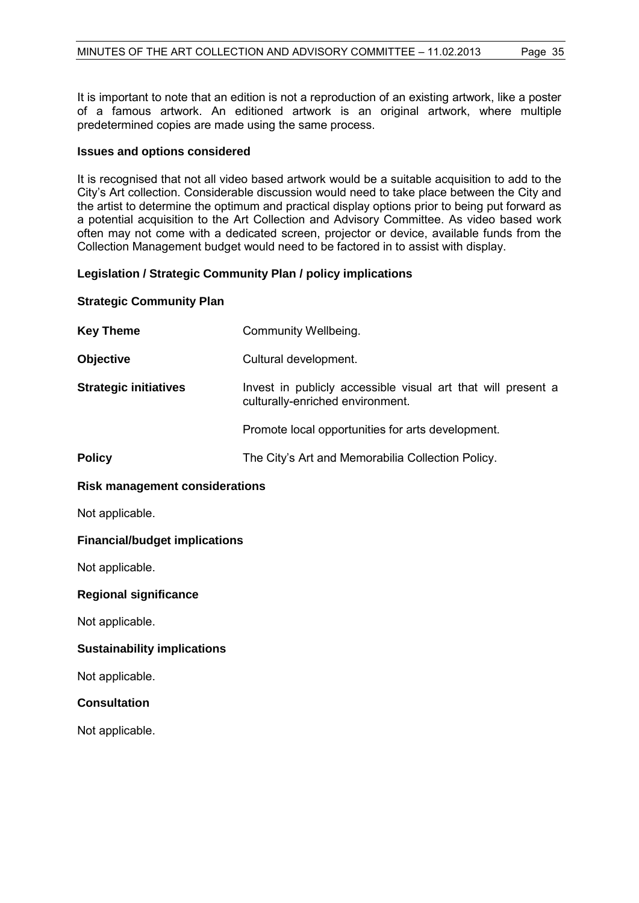It is important to note that an edition is not a reproduction of an existing artwork, like a poster of a famous artwork. An editioned artwork is an original artwork, where multiple predetermined copies are made using the same process.

**Issues and options considered**

It is recognised that not all video based artwork would be a suitable acquisition to add to the City's Art collection. Considerable discussion would need to take place between the City and the artist to determine the optimum and practical display options prior to being put forward as a potential acquisition to the Art Collection and Advisory Committee. As video based work often may not come with a dedicated screen, projector or device, available funds from the Collection Management budget would need to be factored in to assist with display.

**Legislation / Strategic Community Plan / policy implications**

**Strategic Community Plan**

| | |
|---|---|
| **Key Theme** | Community Wellbeing. |
| **Objective** | Cultural development. |
| **Strategic initiatives** | Invest in publicly accessible visual art that will present a culturally-enriched environment. |
| | Promote local opportunities for arts development. |
| **Policy** | The City's Art and Memorabilia Collection Policy. |

**Risk management considerations**

Not applicable.

**Financial/budget implications**

Not applicable.

**Regional significance**

Not applicable.

**Sustainability implications**

Not applicable.

**Consultation**

Not applicable.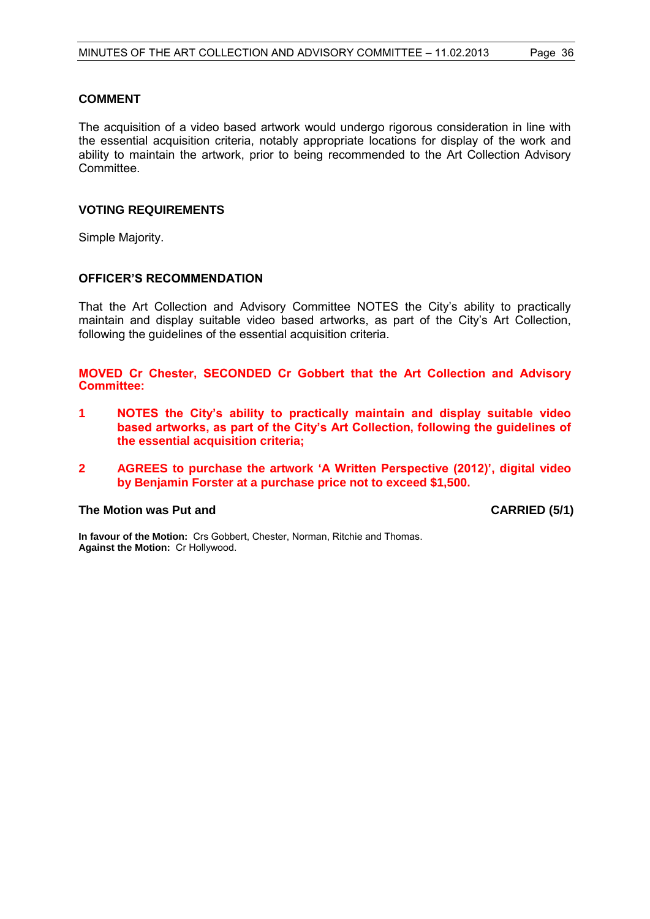### COMMENT

The acquisition of a video based artwork would undergo rigorous consideration in line with the essential acquisition criteria, notably appropriate locations for display of the work and ability to maintain the artwork, prior to being recommended to the Art Collection Advisory Committee.

### VOTING REQUIREMENTS

Simple Majority.

### OFFICER'S RECOMMENDATION

That the Art Collection and Advisory Committee NOTES the City's ability to practically maintain and display suitable video based artworks, as part of the City's Art Collection, following the guidelines of the essential acquisition criteria.

**MOVED Cr Chester, SECONDED Cr Gobbert that the Art Collection and Advisory Committee:**

1. **NOTES the City's ability to practically maintain and display suitable video based artworks, as part of the City's Art Collection, following the guidelines of the essential acquisition criteria;**
2. **AGREES to purchase the artwork 'A Written Perspective (2012)', digital video by Benjamin Forster at a purchase price not to exceed $1,500.**

**The Motion was Put and** **CARRIED (5/1)**

**In favour of the Motion:** Crs Gobbert, Chester, Norman, Ritchie and Thomas.
**Against the Motion:** Cr Hollywood.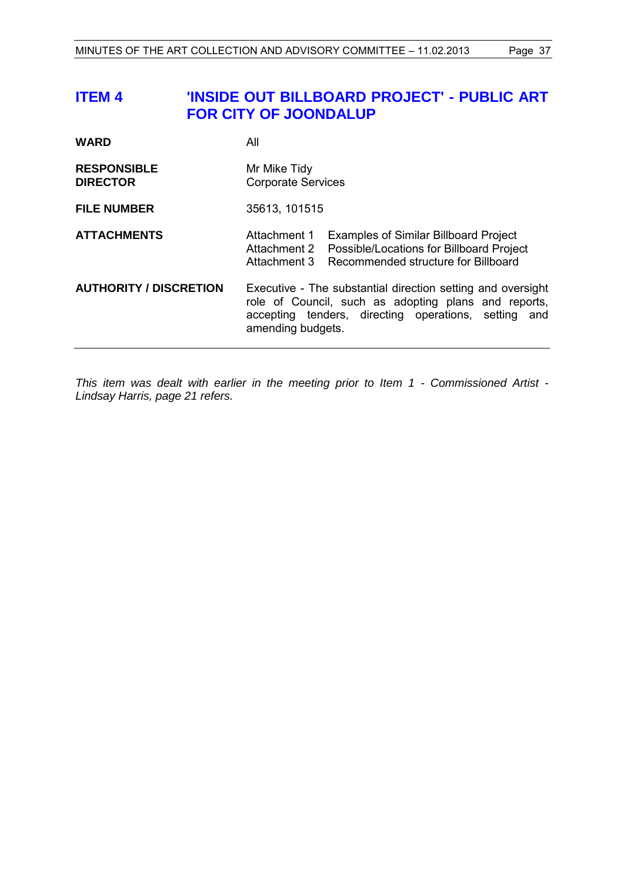## ITEM 4 'INSIDE OUT BILLBOARD PROJECT' - PUBLIC ART FOR CITY OF JOONDALUP

| | |
|---|---|
| **WARD** | All |
| **RESPONSIBLE DIRECTOR** | Mr Mike Tidy<br>Corporate Services |
| **FILE NUMBER** | 35613, 101515 |
| **ATTACHMENTS** | Attachment 1 Examples of Similar Billboard Project<br>Attachment 2 Possible/Locations for Billboard Project<br>Attachment 3 Recommended structure for Billboard |
| **AUTHORITY / DISCRETION** | Executive - The substantial direction setting and oversight role of Council, such as adopting plans and reports, accepting tenders, directing operations, setting and amending budgets. |

*This item was dealt with earlier in the meeting prior to Item 1 - Commissioned Artist - Lindsay Harris, page 21 refers.*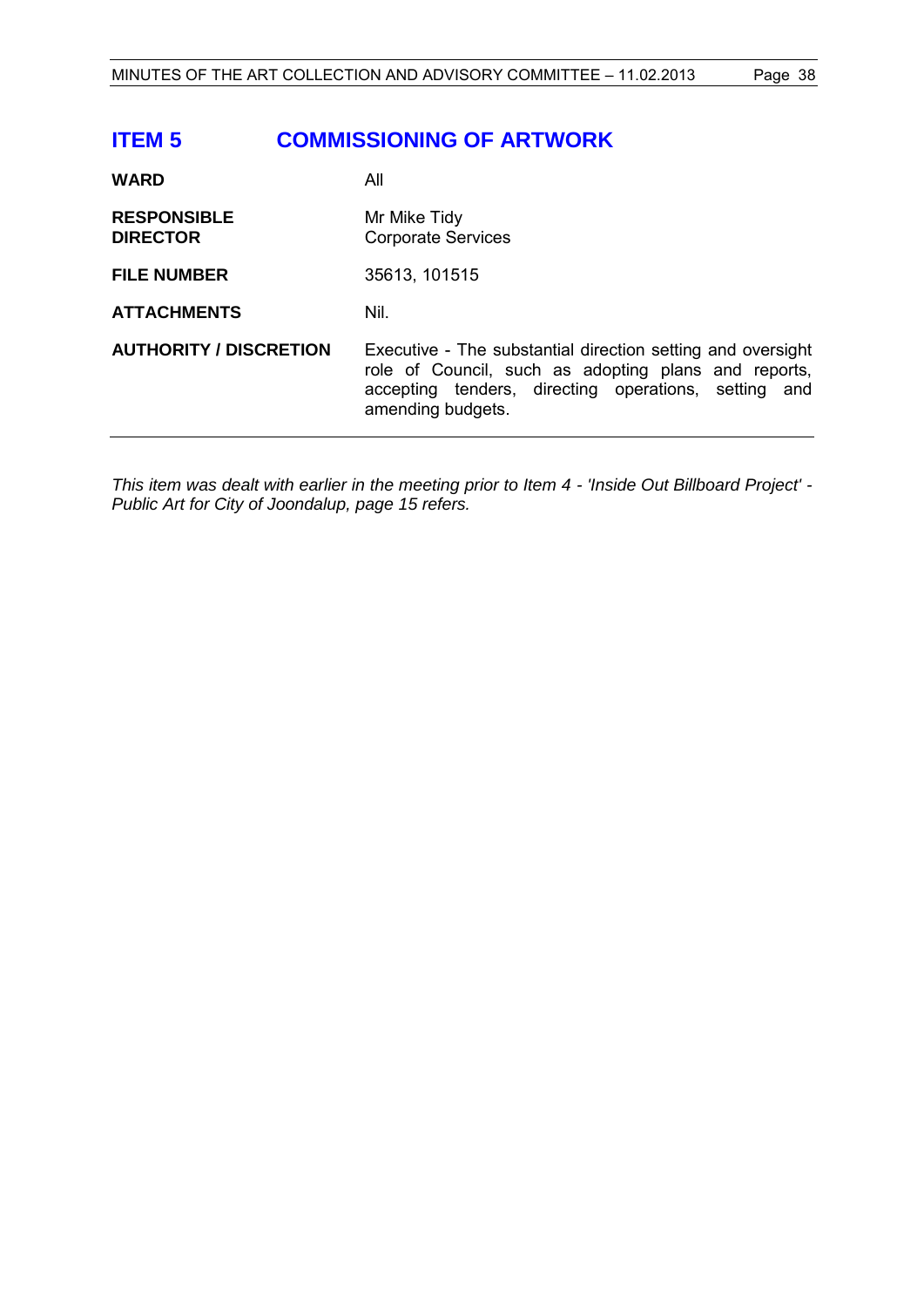# ITEM 5 COMMISSIONING OF ARTWORK

| | |
|---|---|
| **WARD** | All |
| **RESPONSIBLE DIRECTOR** | Mr Mike Tidy<br>Corporate Services |
| **FILE NUMBER** | 35613, 101515 |
| **ATTACHMENTS** | Nil. |
| **AUTHORITY / DISCRETION** | Executive - The substantial direction setting and oversight role of Council, such as adopting plans and reports, accepting tenders, directing operations, setting and amending budgets. |

*This item was dealt with earlier in the meeting prior to Item 4 - 'Inside Out Billboard Project' - Public Art for City of Joondalup, page 15 refers.*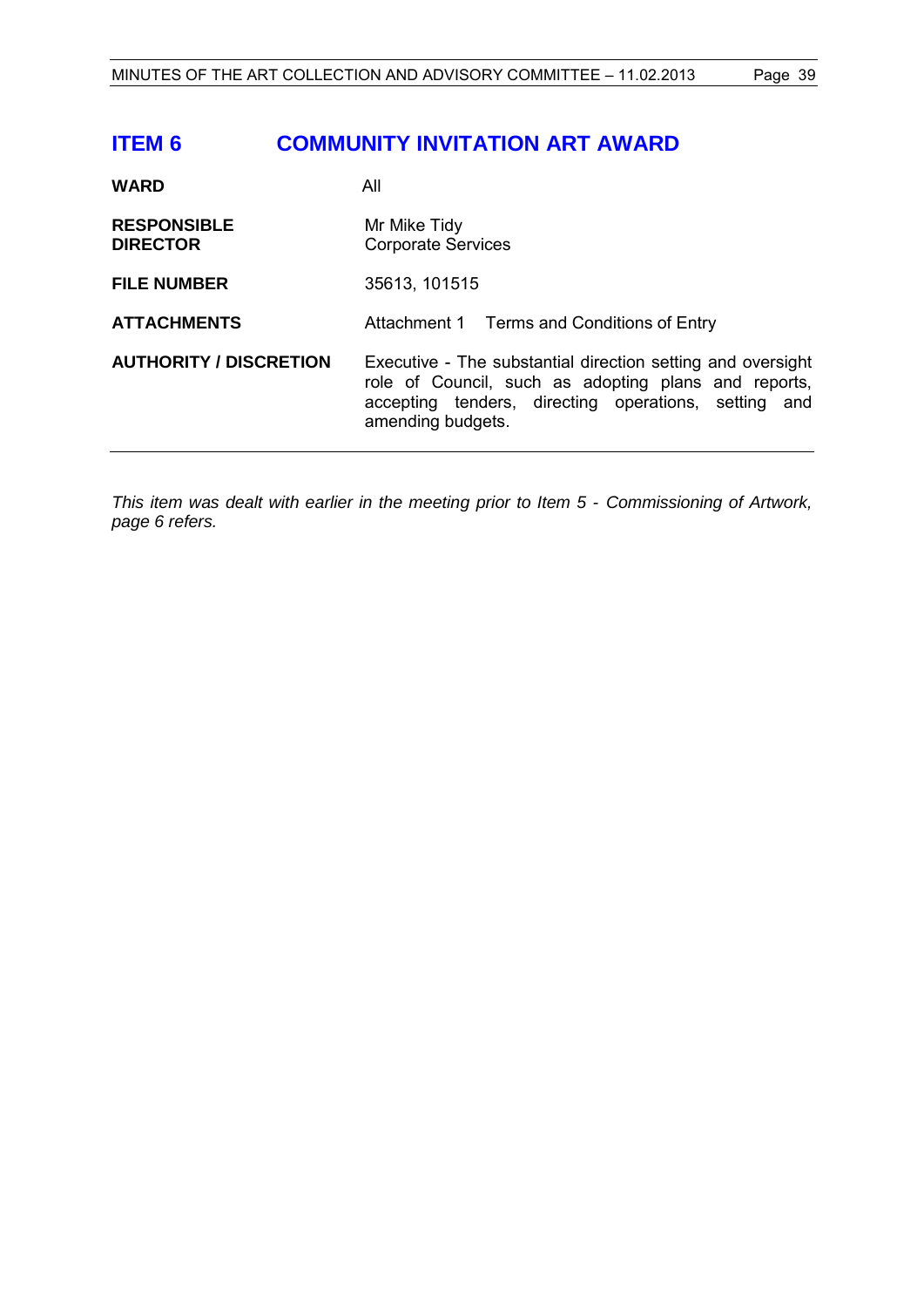## ITEM 6 COMMUNITY INVITATION ART AWARD

| | |
|---|---|
| **WARD** | All |
| **RESPONSIBLE DIRECTOR** | Mr Mike Tidy<br>Corporate Services |
| **FILE NUMBER** | 35613, 101515 |
| **ATTACHMENTS** | Attachment 1 Terms and Conditions of Entry |
| **AUTHORITY / DISCRETION** | Executive - The substantial direction setting and oversight role of Council, such as adopting plans and reports, accepting tenders, directing operations, setting and amending budgets. |

*This item was dealt with earlier in the meeting prior to Item 5 - Commissioning of Artwork, page 6 refers.*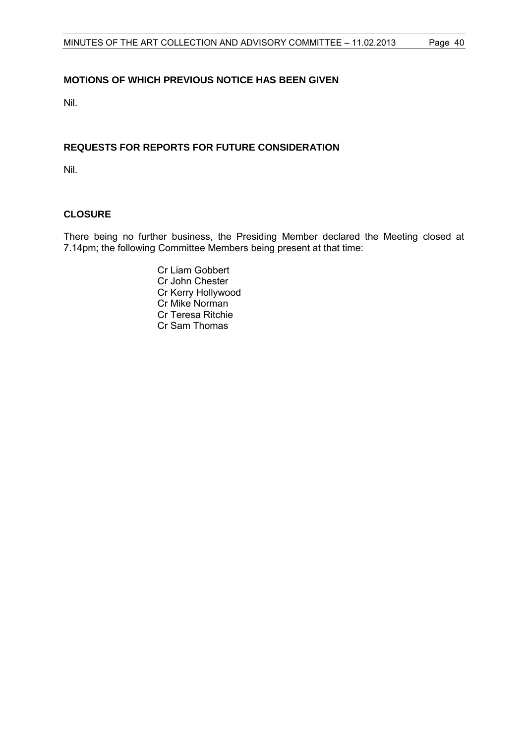**MOTIONS OF WHICH PREVIOUS NOTICE HAS BEEN GIVEN**

Nil.

**REQUESTS FOR REPORTS FOR FUTURE CONSIDERATION**

Nil.

**CLOSURE**

There being no further business, the Presiding Member declared the Meeting closed at 7.14pm; the following Committee Members being present at that time:

Cr Liam Gobbert
Cr John Chester
Cr Kerry Hollywood
Cr Mike Norman
Cr Teresa Ritchie
Cr Sam Thomas